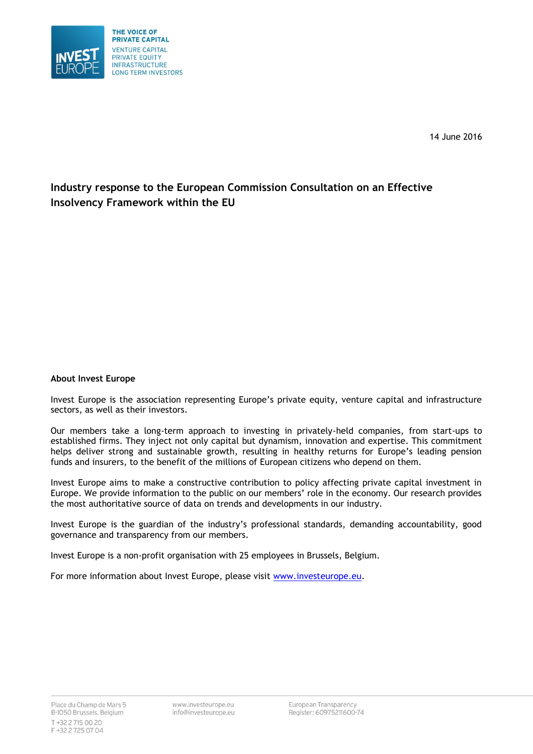THE VOICE OF PRIVATE CAPITAL

VENTURE CAPITAL
PRIVATE EQUITY
INFRASTRUCTURE
LONG TERM INVESTORS

14 June 2016

# Industry response to the European Commission Consultation on an Effective Insolvency Framework within the EU

## About Invest Europe

Invest Europe is the association representing Europe's private equity, venture capital and infrastructure sectors, as well as their investors.

Our members take a long-term approach to investing in privately-held companies, from start-ups to established firms. They inject not only capital but dynamism, innovation and expertise. This commitment helps deliver strong and sustainable growth, resulting in healthy returns for Europe's leading pension funds and insurers, to the benefit of the millions of European citizens who depend on them.

Invest Europe aims to make a constructive contribution to policy affecting private capital investment in Europe. We provide information to the public on our members' role in the economy. Our research provides the most authoritative source of data on trends and developments in our industry.

Invest Europe is the guardian of the industry's professional standards, demanding accountability, good governance and transparency from our members.

Invest Europe is a non-profit organisation with 25 employees in Brussels, Belgium.

For more information about Invest Europe, please visit [www.investeurope.eu](http://www.investeurope.eu).

Place du Champ de Mars 5
B-1050 Brussels, Belgium
T +32 2 715 00 20
F +32 2 725 07 04

www.investeurope.eu
info@investeurope.eu

European Transparency Register: 60975211600-74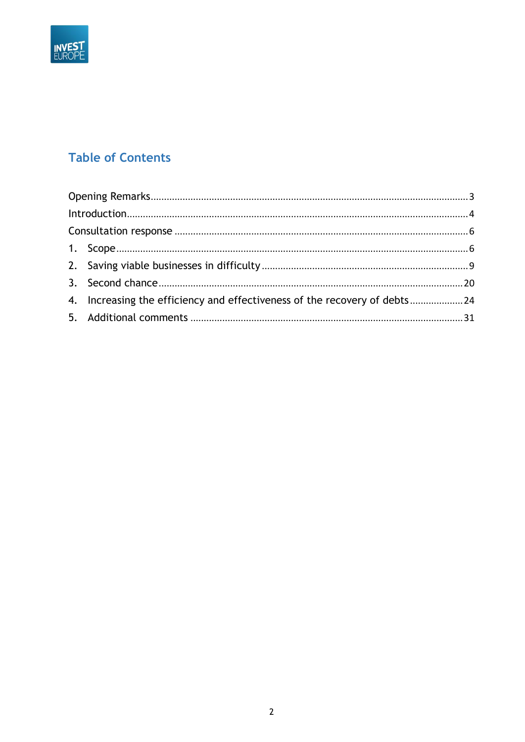## Table of Contents

Opening Remarks .......... 3

Introduction .......... 4

Consultation response .......... 6

1. Scope .......... 6
2. Saving viable businesses in difficulty .......... 9
3. Second chance .......... 20
4. Increasing the efficiency and effectiveness of the recovery of debts .......... 24
5. Additional comments .......... 31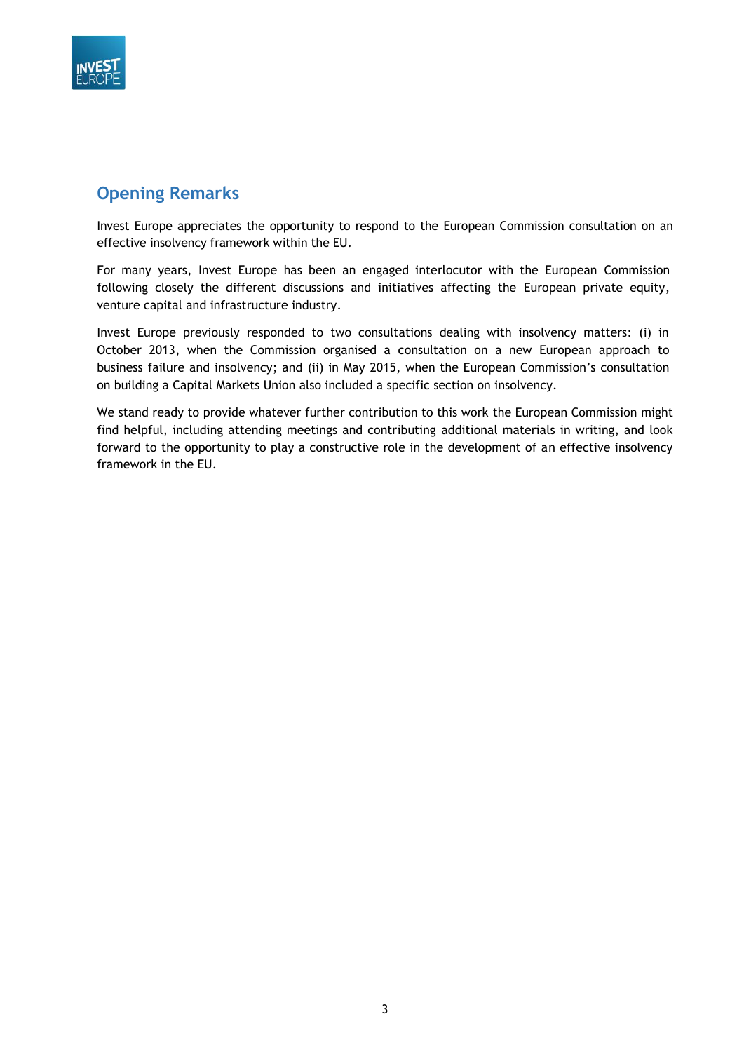## Opening Remarks

Invest Europe appreciates the opportunity to respond to the European Commission consultation on an effective insolvency framework within the EU.

For many years, Invest Europe has been an engaged interlocutor with the European Commission following closely the different discussions and initiatives affecting the European private equity, venture capital and infrastructure industry.

Invest Europe previously responded to two consultations dealing with insolvency matters: (i) in October 2013, when the Commission organised a consultation on a new European approach to business failure and insolvency; and (ii) in May 2015, when the European Commission's consultation on building a Capital Markets Union also included a specific section on insolvency.

We stand ready to provide whatever further contribution to this work the European Commission might find helpful, including attending meetings and contributing additional materials in writing, and look forward to the opportunity to play a constructive role in the development of an effective insolvency framework in the EU.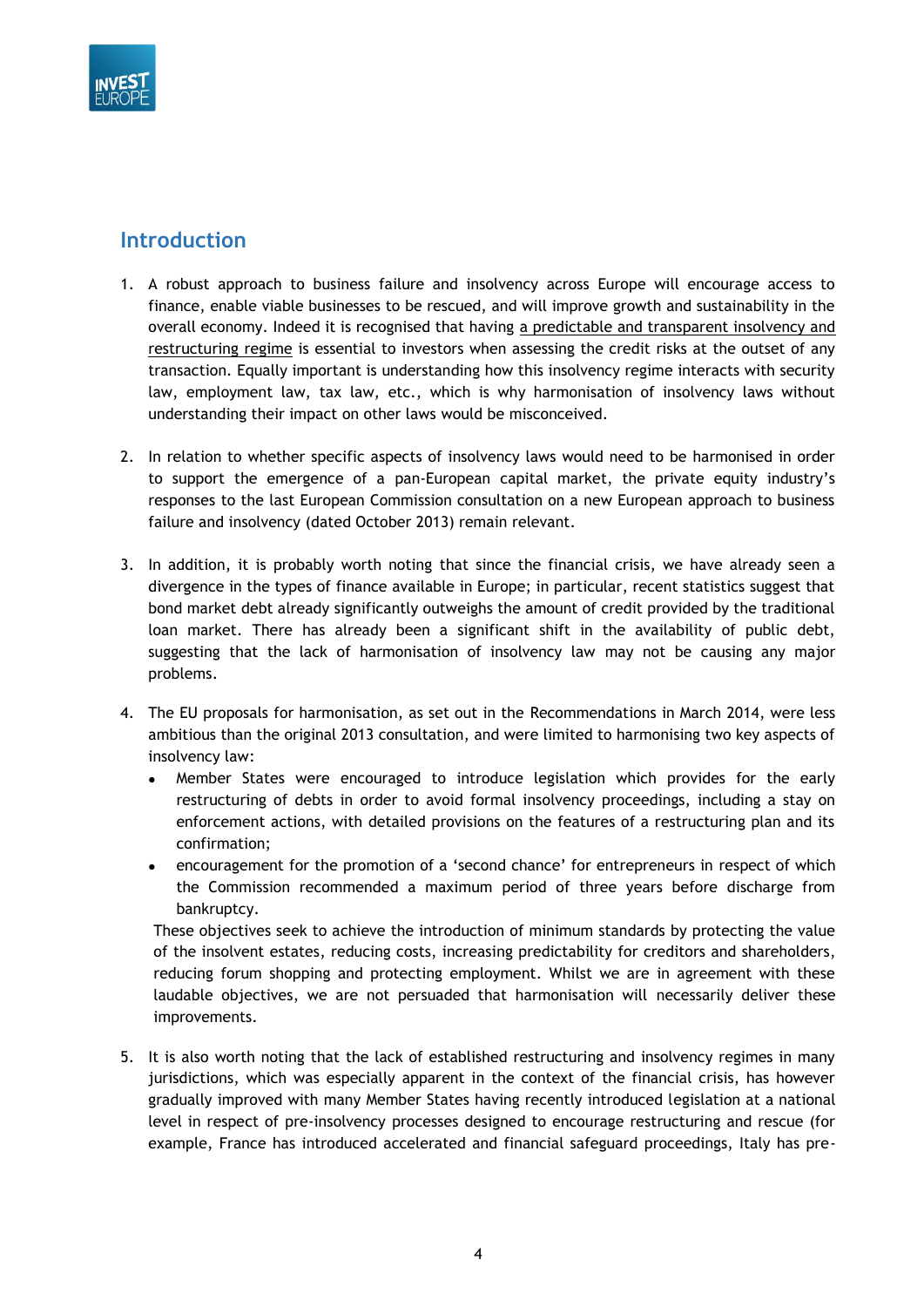## Introduction

1. A robust approach to business failure and insolvency across Europe will encourage access to finance, enable viable businesses to be rescued, and will improve growth and sustainability in the overall economy. Indeed it is recognised that having a predictable and transparent insolvency and restructuring regime is essential to investors when assessing the credit risks at the outset of any transaction. Equally important is understanding how this insolvency regime interacts with security law, employment law, tax law, etc., which is why harmonisation of insolvency laws without understanding their impact on other laws would be misconceived.

2. In relation to whether specific aspects of insolvency laws would need to be harmonised in order to support the emergence of a pan-European capital market, the private equity industry's responses to the last European Commission consultation on a new European approach to business failure and insolvency (dated October 2013) remain relevant.

3. In addition, it is probably worth noting that since the financial crisis, we have already seen a divergence in the types of finance available in Europe; in particular, recent statistics suggest that bond market debt already significantly outweighs the amount of credit provided by the traditional loan market. There has already been a significant shift in the availability of public debt, suggesting that the lack of harmonisation of insolvency law may not be causing any major problems.

4. The EU proposals for harmonisation, as set out in the Recommendations in March 2014, were less ambitious than the original 2013 consultation, and were limited to harmonising two key aspects of insolvency law:
   - Member States were encouraged to introduce legislation which provides for the early restructuring of debts in order to avoid formal insolvency proceedings, including a stay on enforcement actions, with detailed provisions on the features of a restructuring plan and its confirmation;
   - encouragement for the promotion of a 'second chance' for entrepreneurs in respect of which the Commission recommended a maximum period of three years before discharge from bankruptcy.

   These objectives seek to achieve the introduction of minimum standards by protecting the value of the insolvent estates, reducing costs, increasing predictability for creditors and shareholders, reducing forum shopping and protecting employment. Whilst we are in agreement with these laudable objectives, we are not persuaded that harmonisation will necessarily deliver these improvements.

5. It is also worth noting that the lack of established restructuring and insolvency regimes in many jurisdictions, which was especially apparent in the context of the financial crisis, has however gradually improved with many Member States having recently introduced legislation at a national level in respect of pre-insolvency processes designed to encourage restructuring and rescue (for example, France has introduced accelerated and financial safeguard proceedings, Italy has pre-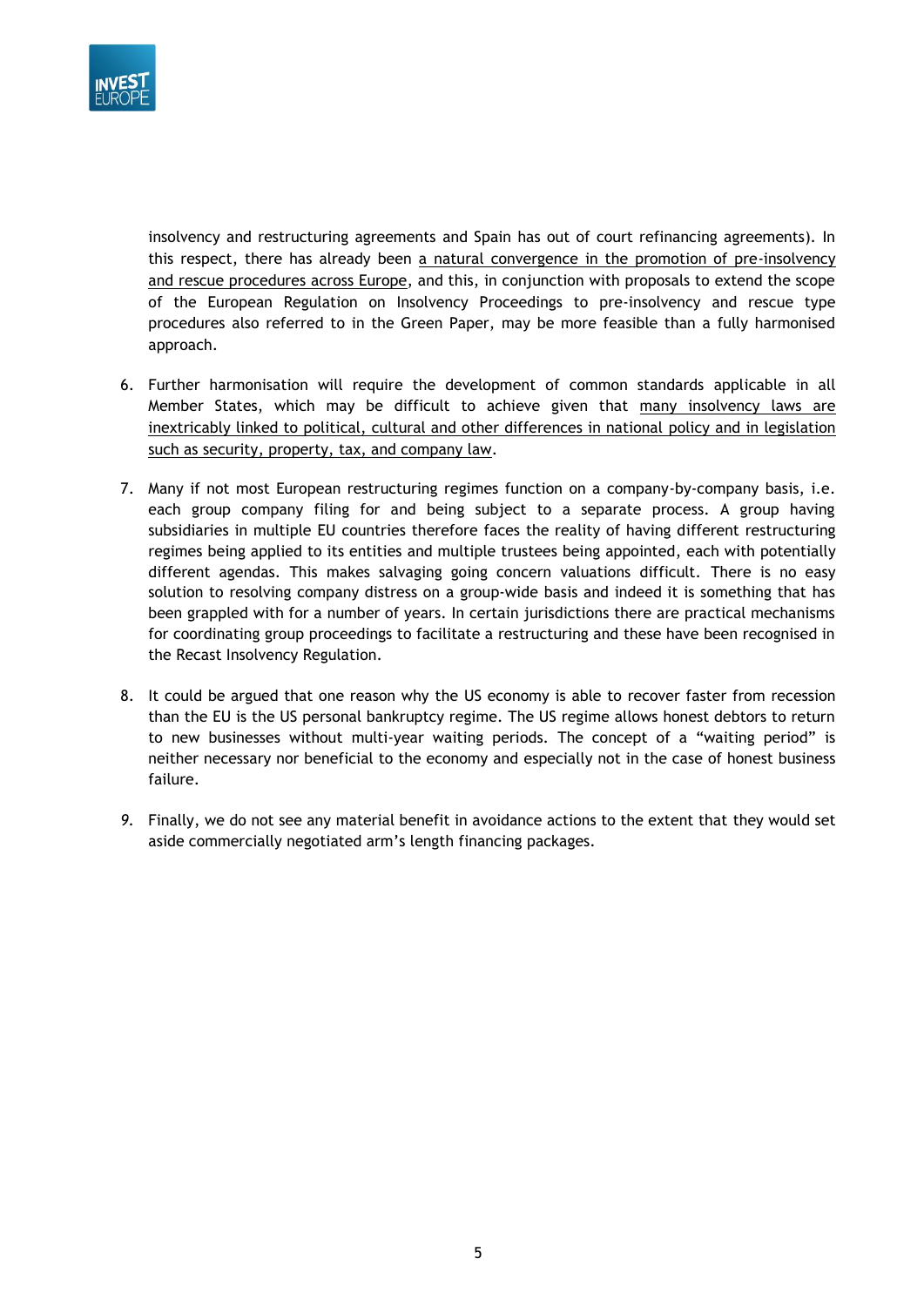insolvency and restructuring agreements and Spain has out of court refinancing agreements). In this respect, there has already been <u>a natural convergence in the promotion of pre-insolvency and rescue procedures across Europe</u>, and this, in conjunction with proposals to extend the scope of the European Regulation on Insolvency Proceedings to pre-insolvency and rescue type procedures also referred to in the Green Paper, may be more feasible than a fully harmonised approach.

6. Further harmonisation will require the development of common standards applicable in all Member States, which may be difficult to achieve given that <u>many insolvency laws are inextricably linked to political, cultural and other differences in national policy and in legislation such as security, property, tax, and company law</u>.

7. Many if not most European restructuring regimes function on a company-by-company basis, i.e. each group company filing for and being subject to a separate process. A group having subsidiaries in multiple EU countries therefore faces the reality of having different restructuring regimes being applied to its entities and multiple trustees being appointed, each with potentially different agendas. This makes salvaging going concern valuations difficult. There is no easy solution to resolving company distress on a group-wide basis and indeed it is something that has been grappled with for a number of years. In certain jurisdictions there are practical mechanisms for coordinating group proceedings to facilitate a restructuring and these have been recognised in the Recast Insolvency Regulation.

8. It could be argued that one reason why the US economy is able to recover faster from recession than the EU is the US personal bankruptcy regime. The US regime allows honest debtors to return to new businesses without multi-year waiting periods. The concept of a "waiting period" is neither necessary nor beneficial to the economy and especially not in the case of honest business failure.

9. Finally, we do not see any material benefit in avoidance actions to the extent that they would set aside commercially negotiated arm's length financing packages.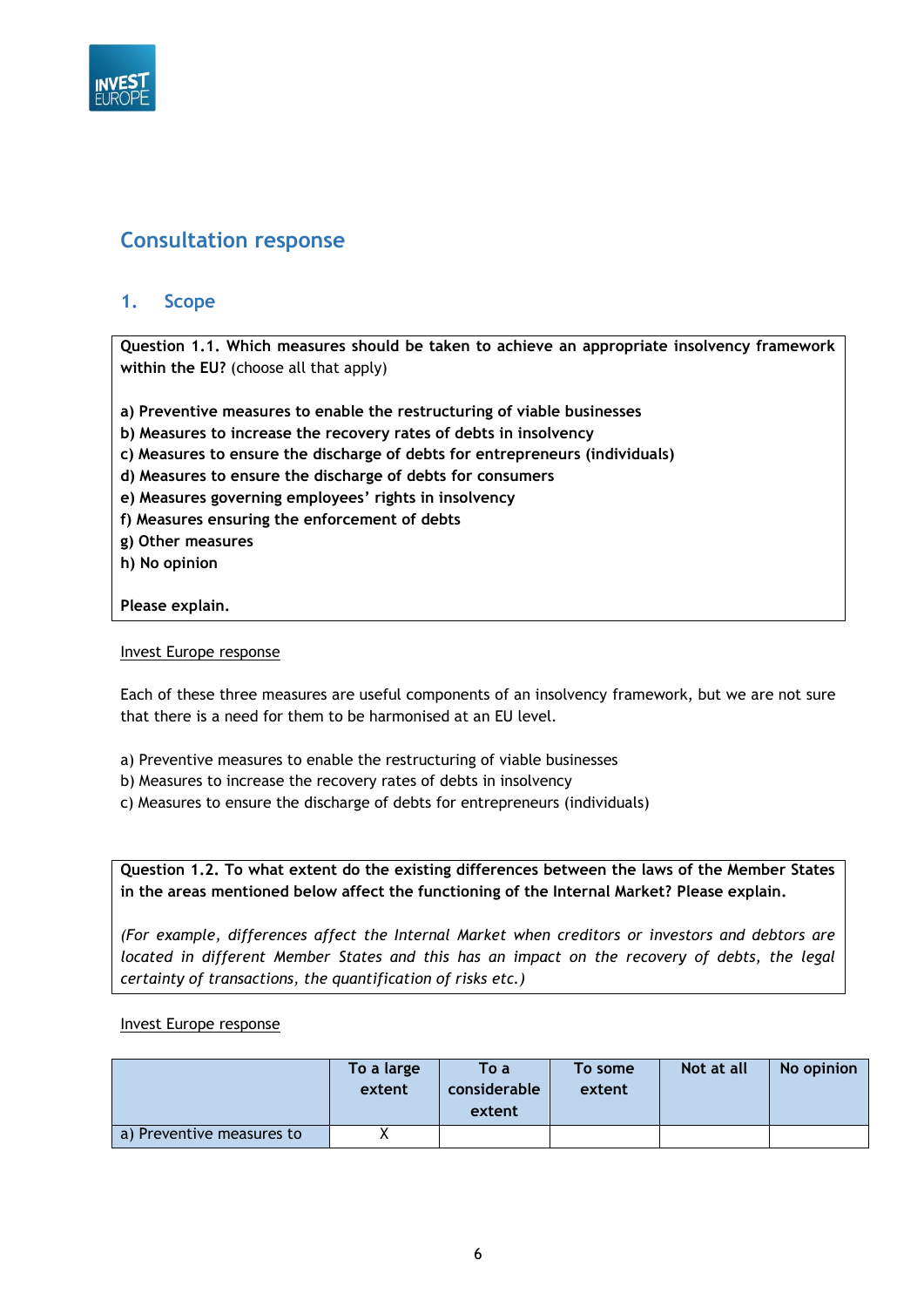## Consultation response

### 1. Scope

**Question 1.1. Which measures should be taken to achieve an appropriate insolvency framework within the EU?** (choose all that apply)

**a) Preventive measures to enable the restructuring of viable businesses**
**b) Measures to increase the recovery rates of debts in insolvency**
**c) Measures to ensure the discharge of debts for entrepreneurs (individuals)**
**d) Measures to ensure the discharge of debts for consumers**
**e) Measures governing employees' rights in insolvency**
**f) Measures ensuring the enforcement of debts**
**g) Other measures**
**h) No opinion**

**Please explain.**

Invest Europe response

Each of these three measures are useful components of an insolvency framework, but we are not sure that there is a need for them to be harmonised at an EU level.

a) Preventive measures to enable the restructuring of viable businesses
b) Measures to increase the recovery rates of debts in insolvency
c) Measures to ensure the discharge of debts for entrepreneurs (individuals)

**Question 1.2. To what extent do the existing differences between the laws of the Member States in the areas mentioned below affect the functioning of the Internal Market? Please explain.**

*(For example, differences affect the Internal Market when creditors or investors and debtors are located in different Member States and this has an impact on the recovery of debts, the legal certainty of transactions, the quantification of risks etc.)*

Invest Europe response

| | To a large extent | To a considerable extent | To some extent | Not at all | No opinion |
|---|---|---|---|---|---|
| a) Preventive measures to | X | | | | |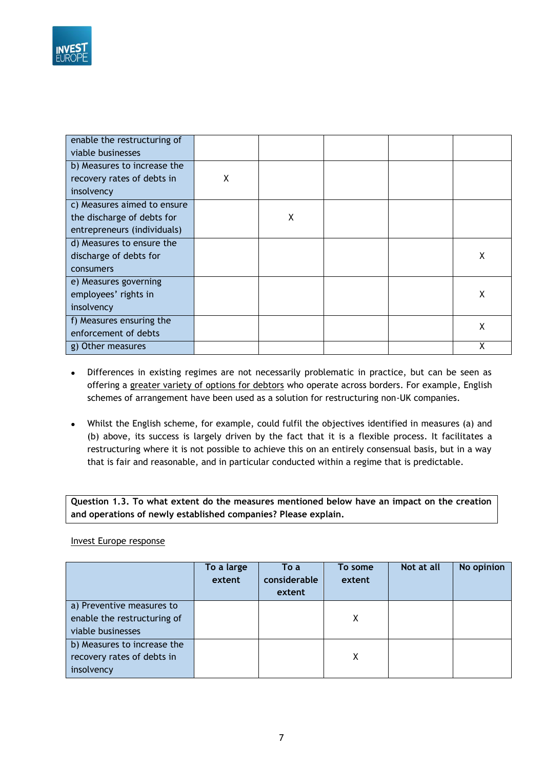| | | | | | |
|---|---|---|---|---|---|
| enable the restructuring of viable businesses | | | | | |
| b) Measures to increase the recovery rates of debts in insolvency | X | | | | |
| c) Measures aimed to ensure the discharge of debts for entrepreneurs (individuals) | | X | | | |
| d) Measures to ensure the discharge of debts for consumers | | | | | X |
| e) Measures governing employees' rights in insolvency | | | | | X |
| f) Measures ensuring the enforcement of debts | | | | | X |
| g) Other measures | | | | | X |

- Differences in existing regimes are not necessarily problematic in practice, but can be seen as offering a greater variety of options for debtors who operate across borders. For example, English schemes of arrangement have been used as a solution for restructuring non-UK companies.

- Whilst the English scheme, for example, could fulfil the objectives identified in measures (a) and (b) above, its success is largely driven by the fact that it is a flexible process. It facilitates a restructuring where it is not possible to achieve this on an entirely consensual basis, but in a way that is fair and reasonable, and in particular conducted within a regime that is predictable.

**Question 1.3. To what extent do the measures mentioned below have an impact on the creation and operations of newly established companies? Please explain.**

Invest Europe response

| | To a large extent | To a considerable extent | To some extent | Not at all | No opinion |
|---|---|---|---|---|---|
| a) Preventive measures to enable the restructuring of viable businesses | | | X | | |
| b) Measures to increase the recovery rates of debts in insolvency | | | X | | |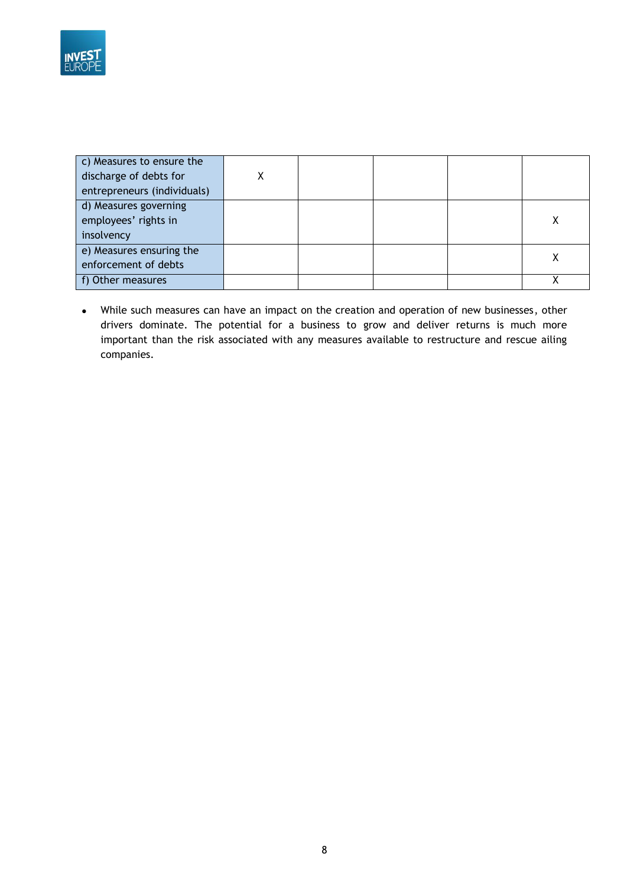| | | | | | |
|---|---|---|---|---|---|
| c) Measures to ensure the discharge of debts for entrepreneurs (individuals) | X | | | | |
| d) Measures governing employees' rights in insolvency | | | | | X |
| e) Measures ensuring the enforcement of debts | | | | | X |
| f) Other measures | | | | | X |

- While such measures can have an impact on the creation and operation of new businesses, other drivers dominate. The potential for a business to grow and deliver returns is much more important than the risk associated with any measures available to restructure and rescue ailing companies.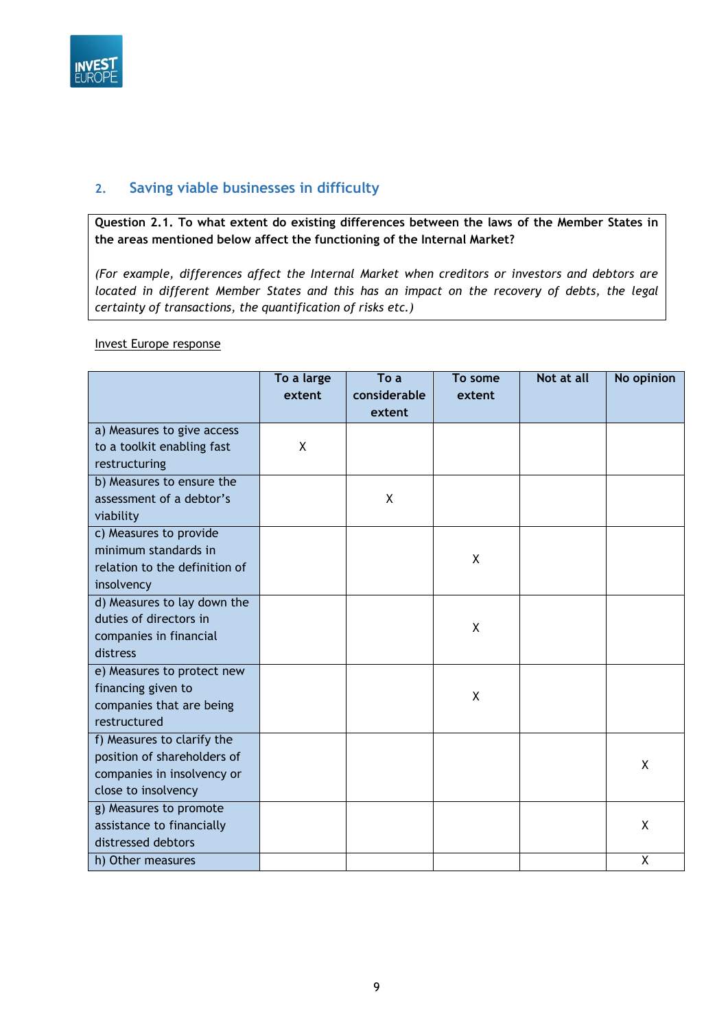## 2. Saving viable businesses in difficulty

**Question 2.1. To what extent do existing differences between the laws of the Member States in the areas mentioned below affect the functioning of the Internal Market?**

*(For example, differences affect the Internal Market when creditors or investors and debtors are located in different Member States and this has an impact on the recovery of debts, the legal certainty of transactions, the quantification of risks etc.)*

Invest Europe response

| | To a large extent | To a considerable extent | To some extent | Not at all | No opinion |
|---|---|---|---|---|---|
| a) Measures to give access to a toolkit enabling fast restructuring | X | | | | |
| b) Measures to ensure the assessment of a debtor's viability | | X | | | |
| c) Measures to provide minimum standards in relation to the definition of insolvency | | | X | | |
| d) Measures to lay down the duties of directors in companies in financial distress | | | X | | |
| e) Measures to protect new financing given to companies that are being restructured | | | X | | |
| f) Measures to clarify the position of shareholders of companies in insolvency or close to insolvency | | | | | X |
| g) Measures to promote assistance to financially distressed debtors | | | | | X |
| h) Other measures | | | | | X |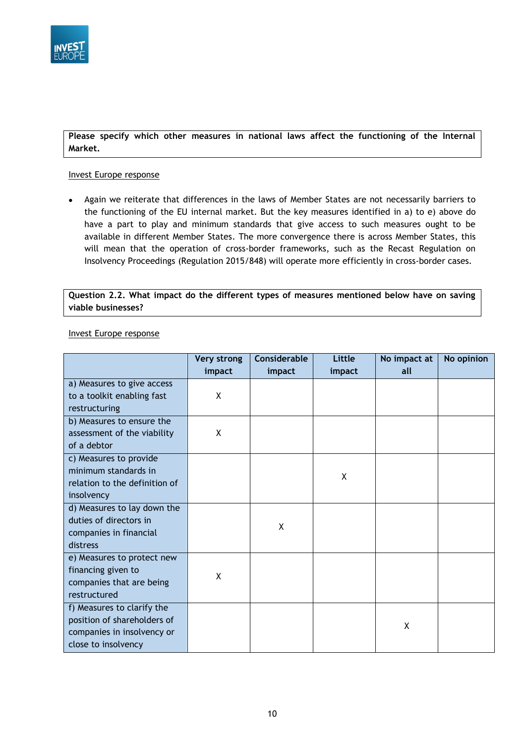**Please specify which other measures in national laws affect the functioning of the Internal Market.**

Invest Europe response

- Again we reiterate that differences in the laws of Member States are not necessarily barriers to the functioning of the EU internal market. But the key measures identified in a) to e) above do have a part to play and minimum standards that give access to such measures ought to be available in different Member States. The more convergence there is across Member States, this will mean that the operation of cross-border frameworks, such as the Recast Regulation on Insolvency Proceedings (Regulation 2015/848) will operate more efficiently in cross-border cases.

**Question 2.2. What impact do the different types of measures mentioned below have on saving viable businesses?**

Invest Europe response

| | Very strong impact | Considerable impact | Little impact | No impact at all | No opinion |
|---|---|---|---|---|---|
| a) Measures to give access to a toolkit enabling fast restructuring | X | | | | |
| b) Measures to ensure the assessment of the viability of a debtor | X | | | | |
| c) Measures to provide minimum standards in relation to the definition of insolvency | | | X | | |
| d) Measures to lay down the duties of directors in companies in financial distress | | X | | | |
| e) Measures to protect new financing given to companies that are being restructured | X | | | | |
| f) Measures to clarify the position of shareholders of companies in insolvency or close to insolvency | | | | X | |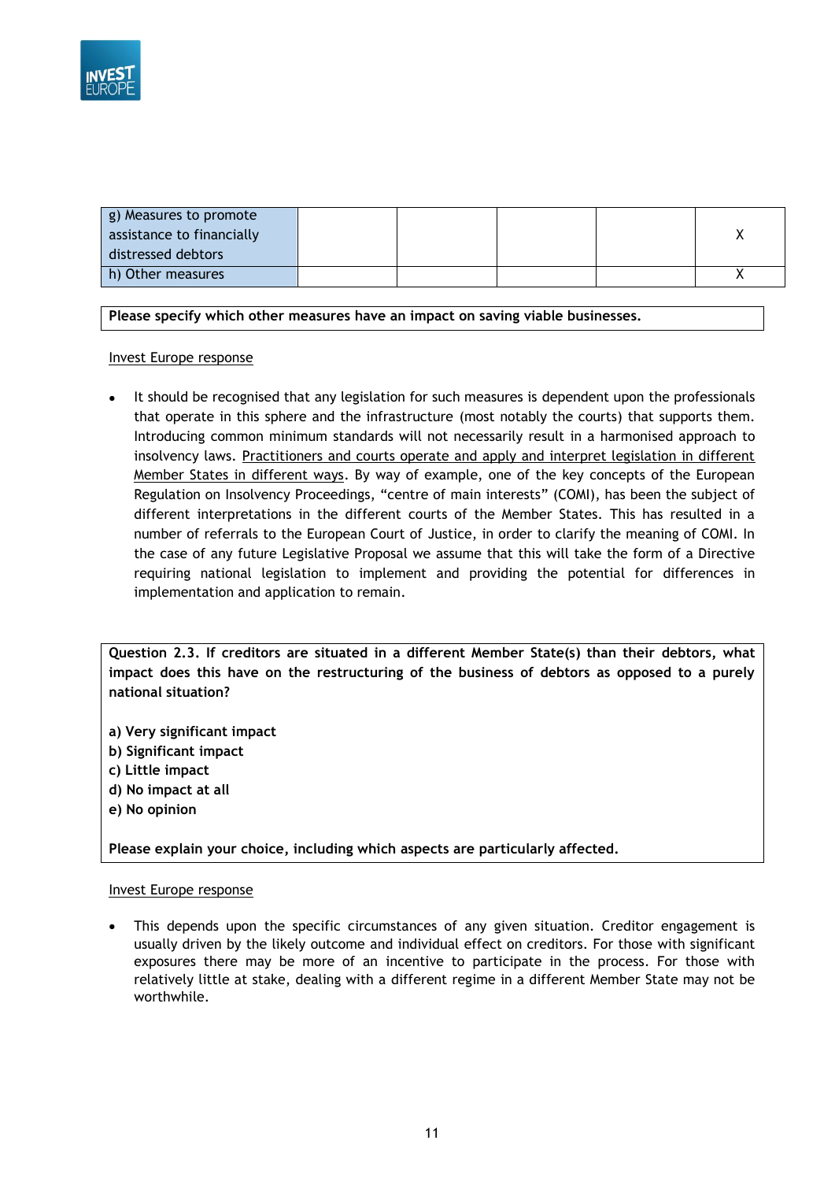| | | | | | |
|---|---|---|---|---|---|
| g) Measures to promote assistance to financially distressed debtors | | | | | X |
| h) Other measures | | | | | X |

**Please specify which other measures have an impact on saving viable businesses.**

Invest Europe response

- It should be recognised that any legislation for such measures is dependent upon the professionals that operate in this sphere and the infrastructure (most notably the courts) that supports them. Introducing common minimum standards will not necessarily result in a harmonised approach to insolvency laws. Practitioners and courts operate and apply and interpret legislation in different Member States in different ways. By way of example, one of the key concepts of the European Regulation on Insolvency Proceedings, "centre of main interests" (COMI), has been the subject of different interpretations in the different courts of the Member States. This has resulted in a number of referrals to the European Court of Justice, in order to clarify the meaning of COMI. In the case of any future Legislative Proposal we assume that this will take the form of a Directive requiring national legislation to implement and providing the potential for differences in implementation and application to remain.

**Question 2.3. If creditors are situated in a different Member State(s) than their debtors, what impact does this have on the restructuring of the business of debtors as opposed to a purely national situation?**

**a) Very significant impact**
**b) Significant impact**
**c) Little impact**
**d) No impact at all**
**e) No opinion**

**Please explain your choice, including which aspects are particularly affected.**

Invest Europe response

- This depends upon the specific circumstances of any given situation. Creditor engagement is usually driven by the likely outcome and individual effect on creditors. For those with significant exposures there may be more of an incentive to participate in the process. For those with relatively little at stake, dealing with a different regime in a different Member State may not be worthwhile.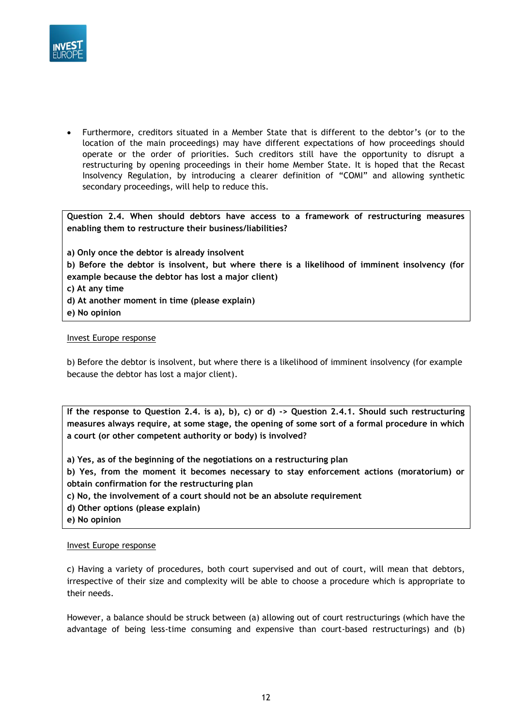- Furthermore, creditors situated in a Member State that is different to the debtor's (or to the location of the main proceedings) may have different expectations of how proceedings should operate or the order of priorities. Such creditors still have the opportunity to disrupt a restructuring by opening proceedings in their home Member State. It is hoped that the Recast Insolvency Regulation, by introducing a clearer definition of "COMI" and allowing synthetic secondary proceedings, will help to reduce this.

**Question 2.4. When should debtors have access to a framework of restructuring measures enabling them to restructure their business/liabilities?**

**a) Only once the debtor is already insolvent**
**b) Before the debtor is insolvent, but where there is a likelihood of imminent insolvency (for example because the debtor has lost a major client)**
**c) At any time**
**d) At another moment in time (please explain)**
**e) No opinion**

Invest Europe response

b) Before the debtor is insolvent, but where there is a likelihood of imminent insolvency (for example because the debtor has lost a major client).

**If the response to Question 2.4. is a), b), c) or d) -> Question 2.4.1. Should such restructuring measures always require, at some stage, the opening of some sort of a formal procedure in which a court (or other competent authority or body) is involved?**

**a) Yes, as of the beginning of the negotiations on a restructuring plan**
**b) Yes, from the moment it becomes necessary to stay enforcement actions (moratorium) or obtain confirmation for the restructuring plan**
**c) No, the involvement of a court should not be an absolute requirement**
**d) Other options (please explain)**
**e) No opinion**

Invest Europe response

c) Having a variety of procedures, both court supervised and out of court, will mean that debtors, irrespective of their size and complexity will be able to choose a procedure which is appropriate to their needs.

However, a balance should be struck between (a) allowing out of court restructurings (which have the advantage of being less-time consuming and expensive than court-based restructurings) and (b)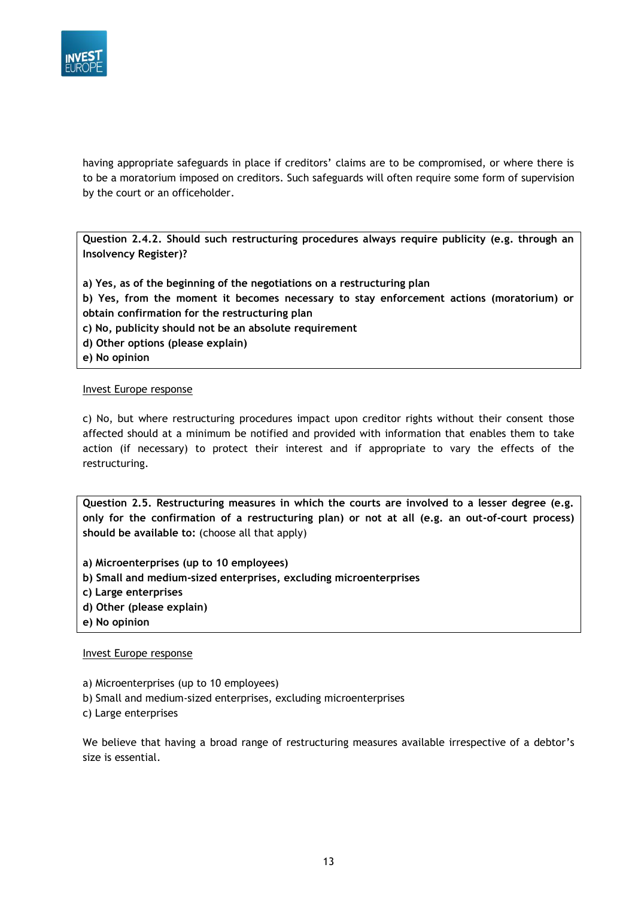having appropriate safeguards in place if creditors' claims are to be compromised, or where there is to be a moratorium imposed on creditors. Such safeguards will often require some form of supervision by the court or an officeholder.

**Question 2.4.2. Should such restructuring procedures always require publicity (e.g. through an Insolvency Register)?**

**a) Yes, as of the beginning of the negotiations on a restructuring plan**
**b) Yes, from the moment it becomes necessary to stay enforcement actions (moratorium) or obtain confirmation for the restructuring plan**
**c) No, publicity should not be an absolute requirement**
**d) Other options (please explain)**
**e) No opinion**

<u>Invest Europe response</u>

c) No, but where restructuring procedures impact upon creditor rights without their consent those affected should at a minimum be notified and provided with information that enables them to take action (if necessary) to protect their interest and if appropriate to vary the effects of the restructuring.

**Question 2.5. Restructuring measures in which the courts are involved to a lesser degree (e.g. only for the confirmation of a restructuring plan) or not at all (e.g. an out-of-court process) should be available to:** (choose all that apply)

**a) Microenterprises (up to 10 employees)**
**b) Small and medium-sized enterprises, excluding microenterprises**
**c) Large enterprises**
**d) Other (please explain)**
**e) No opinion**

<u>Invest Europe response</u>

a) Microenterprises (up to 10 employees)
b) Small and medium-sized enterprises, excluding microenterprises
c) Large enterprises

We believe that having a broad range of restructuring measures available irrespective of a debtor's size is essential.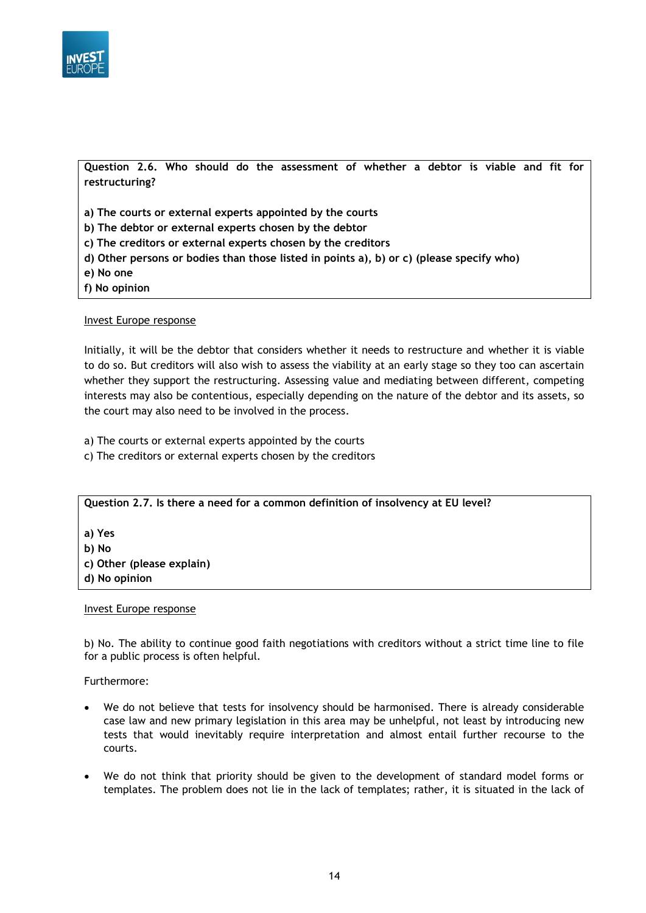**Question 2.6. Who should do the assessment of whether a debtor is viable and fit for restructuring?**

**a) The courts or external experts appointed by the courts**
**b) The debtor or external experts chosen by the debtor**
**c) The creditors or external experts chosen by the creditors**
**d) Other persons or bodies than those listed in points a), b) or c) (please specify who)**
**e) No one**
**f) No opinion**

Invest Europe response

Initially, it will be the debtor that considers whether it needs to restructure and whether it is viable to do so. But creditors will also wish to assess the viability at an early stage so they too can ascertain whether they support the restructuring. Assessing value and mediating between different, competing interests may also be contentious, especially depending on the nature of the debtor and its assets, so the court may also need to be involved in the process.

a) The courts or external experts appointed by the courts
c) The creditors or external experts chosen by the creditors

**Question 2.7. Is there a need for a common definition of insolvency at EU level?**

**a) Yes**
**b) No**
**c) Other (please explain)**
**d) No opinion**

Invest Europe response

b) No. The ability to continue good faith negotiations with creditors without a strict time line to file for a public process is often helpful.

Furthermore:

- We do not believe that tests for insolvency should be harmonised. There is already considerable case law and new primary legislation in this area may be unhelpful, not least by introducing new tests that would inevitably require interpretation and almost entail further recourse to the courts.

- We do not think that priority should be given to the development of standard model forms or templates. The problem does not lie in the lack of templates; rather, it is situated in the lack of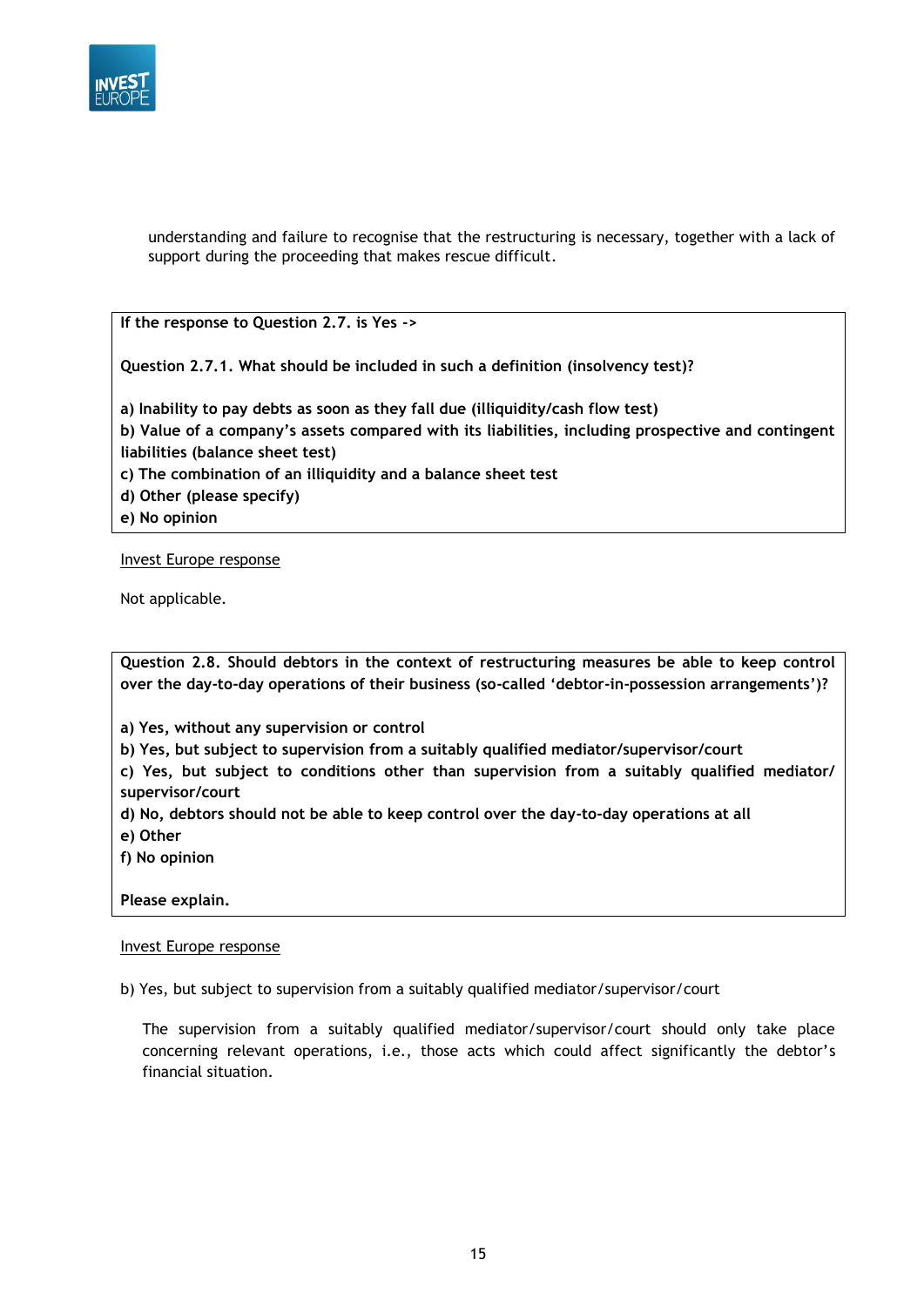understanding and failure to recognise that the restructuring is necessary, together with a lack of support during the proceeding that makes rescue difficult.

**If the response to Question 2.7. is Yes ->**

**Question 2.7.1. What should be included in such a definition (insolvency test)?**

**a) Inability to pay debts as soon as they fall due (illiquidity/cash flow test)**
**b) Value of a company's assets compared with its liabilities, including prospective and contingent liabilities (balance sheet test)**
**c) The combination of an illiquidity and a balance sheet test**
**d) Other (please specify)**
**e) No opinion**

Invest Europe response

Not applicable.

**Question 2.8. Should debtors in the context of restructuring measures be able to keep control over the day-to-day operations of their business (so-called 'debtor-in-possession arrangements')?**

**a) Yes, without any supervision or control**
**b) Yes, but subject to supervision from a suitably qualified mediator/supervisor/court**
**c) Yes, but subject to conditions other than supervision from a suitably qualified mediator/ supervisor/court**
**d) No, debtors should not be able to keep control over the day-to-day operations at all**
**e) Other**
**f) No opinion**

**Please explain.**

Invest Europe response

b) Yes, but subject to supervision from a suitably qualified mediator/supervisor/court

The supervision from a suitably qualified mediator/supervisor/court should only take place concerning relevant operations, i.e., those acts which could affect significantly the debtor's financial situation.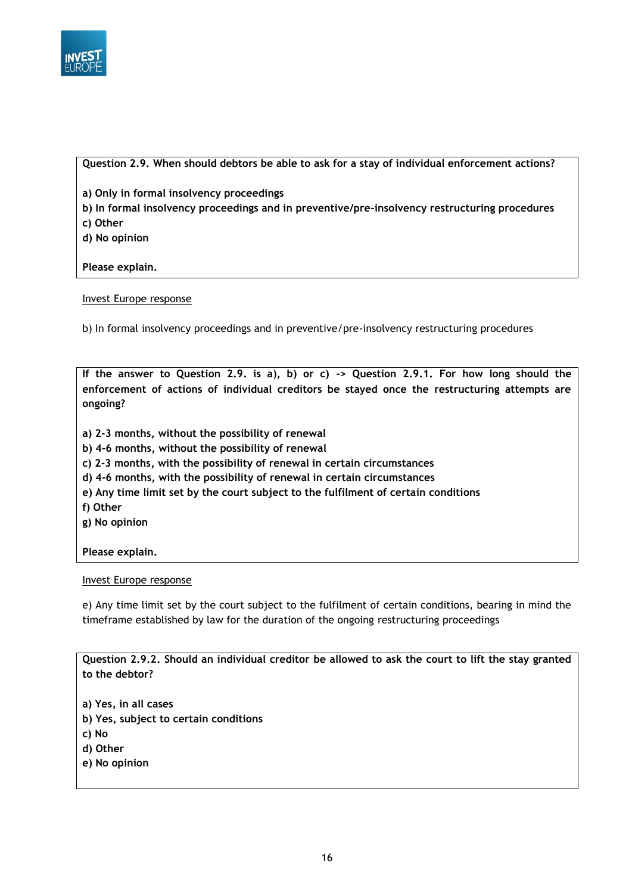**Question 2.9. When should debtors be able to ask for a stay of individual enforcement actions?**

**a) Only in formal insolvency proceedings**
**b) In formal insolvency proceedings and in preventive/pre-insolvency restructuring procedures**
**c) Other**
**d) No opinion**

**Please explain.**

Invest Europe response

b) In formal insolvency proceedings and in preventive/pre-insolvency restructuring procedures

**If the answer to Question 2.9. is a), b) or c) -> Question 2.9.1. For how long should the enforcement of actions of individual creditors be stayed once the restructuring attempts are ongoing?**

**a) 2-3 months, without the possibility of renewal**
**b) 4-6 months, without the possibility of renewal**
**c) 2-3 months, with the possibility of renewal in certain circumstances**
**d) 4-6 months, with the possibility of renewal in certain circumstances**
**e) Any time limit set by the court subject to the fulfilment of certain conditions**
**f) Other**
**g) No opinion**

**Please explain.**

Invest Europe response

e) Any time limit set by the court subject to the fulfilment of certain conditions, bearing in mind the timeframe established by law for the duration of the ongoing restructuring proceedings

**Question 2.9.2. Should an individual creditor be allowed to ask the court to lift the stay granted to the debtor?**

**a) Yes, in all cases**
**b) Yes, subject to certain conditions**
**c) No**
**d) Other**
**e) No opinion**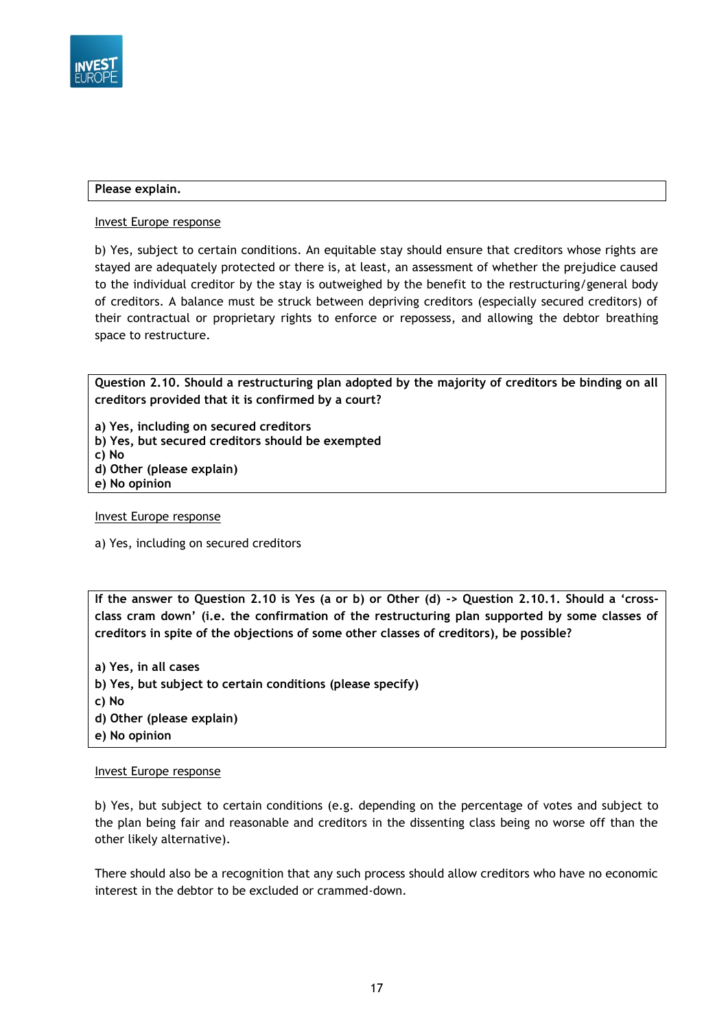**Please explain.**

Invest Europe response

b) Yes, subject to certain conditions. An equitable stay should ensure that creditors whose rights are stayed are adequately protected or there is, at least, an assessment of whether the prejudice caused to the individual creditor by the stay is outweighed by the benefit to the restructuring/general body of creditors. A balance must be struck between depriving creditors (especially secured creditors) of their contractual or proprietary rights to enforce or repossess, and allowing the debtor breathing space to restructure.

**Question 2.10. Should a restructuring plan adopted by the majority of creditors be binding on all creditors provided that it is confirmed by a court?**

**a) Yes, including on secured creditors**
**b) Yes, but secured creditors should be exempted**
**c) No**
**d) Other (please explain)**
**e) No opinion**

Invest Europe response

a) Yes, including on secured creditors

**If the answer to Question 2.10 is Yes (a or b) or Other (d) -> Question 2.10.1. Should a 'cross-class cram down' (i.e. the confirmation of the restructuring plan supported by some classes of creditors in spite of the objections of some other classes of creditors), be possible?**

**a) Yes, in all cases**
**b) Yes, but subject to certain conditions (please specify)**
**c) No**
**d) Other (please explain)**
**e) No opinion**

Invest Europe response

b) Yes, but subject to certain conditions (e.g. depending on the percentage of votes and subject to the plan being fair and reasonable and creditors in the dissenting class being no worse off than the other likely alternative).

There should also be a recognition that any such process should allow creditors who have no economic interest in the debtor to be excluded or crammed-down.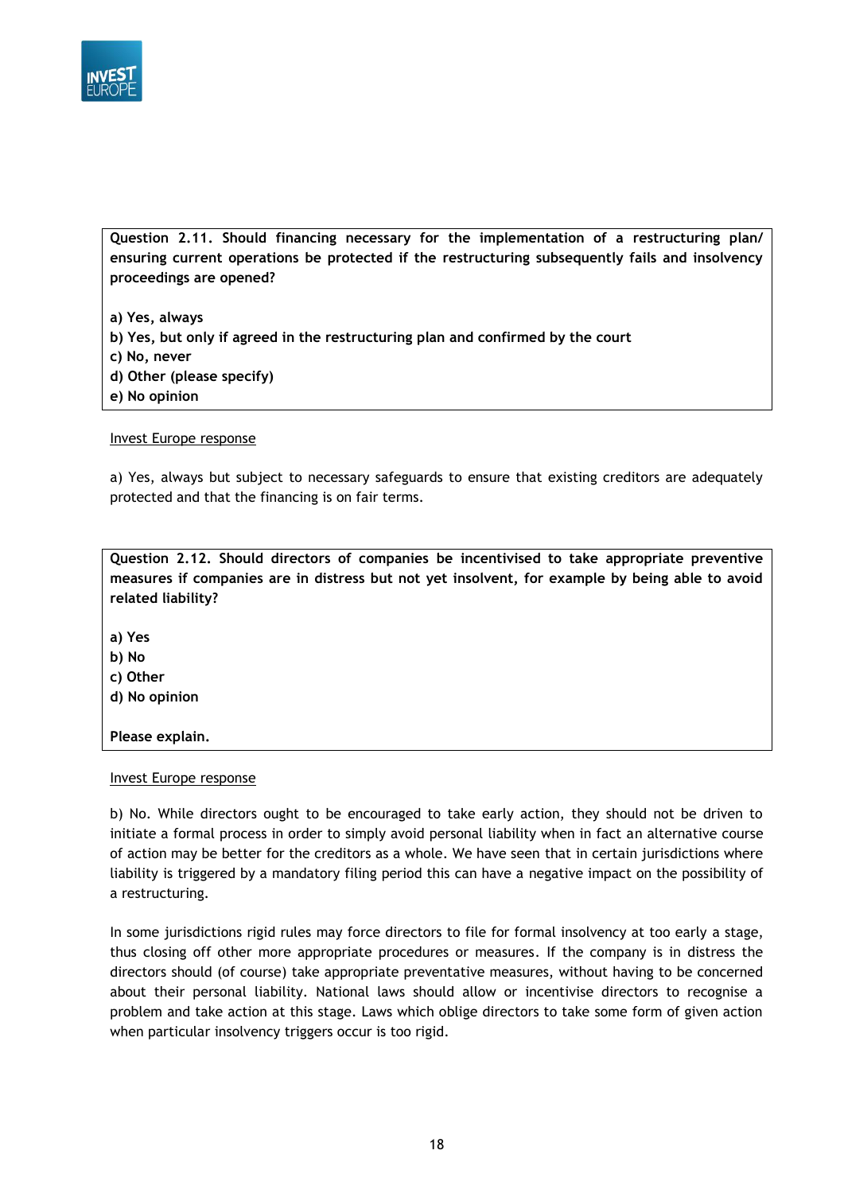**Question 2.11. Should financing necessary for the implementation of a restructuring plan/ ensuring current operations be protected if the restructuring subsequently fails and insolvency proceedings are opened?**

**a) Yes, always**
**b) Yes, but only if agreed in the restructuring plan and confirmed by the court**
**c) No, never**
**d) Other (please specify)**
**e) No opinion**

Invest Europe response

a) Yes, always but subject to necessary safeguards to ensure that existing creditors are adequately protected and that the financing is on fair terms.

**Question 2.12. Should directors of companies be incentivised to take appropriate preventive measures if companies are in distress but not yet insolvent, for example by being able to avoid related liability?**

**a) Yes**
**b) No**
**c) Other**
**d) No opinion**

**Please explain.**

Invest Europe response

b) No. While directors ought to be encouraged to take early action, they should not be driven to initiate a formal process in order to simply avoid personal liability when in fact an alternative course of action may be better for the creditors as a whole. We have seen that in certain jurisdictions where liability is triggered by a mandatory filing period this can have a negative impact on the possibility of a restructuring.

In some jurisdictions rigid rules may force directors to file for formal insolvency at too early a stage, thus closing off other more appropriate procedures or measures. If the company is in distress the directors should (of course) take appropriate preventative measures, without having to be concerned about their personal liability. National laws should allow or incentivise directors to recognise a problem and take action at this stage. Laws which oblige directors to take some form of given action when particular insolvency triggers occur is too rigid.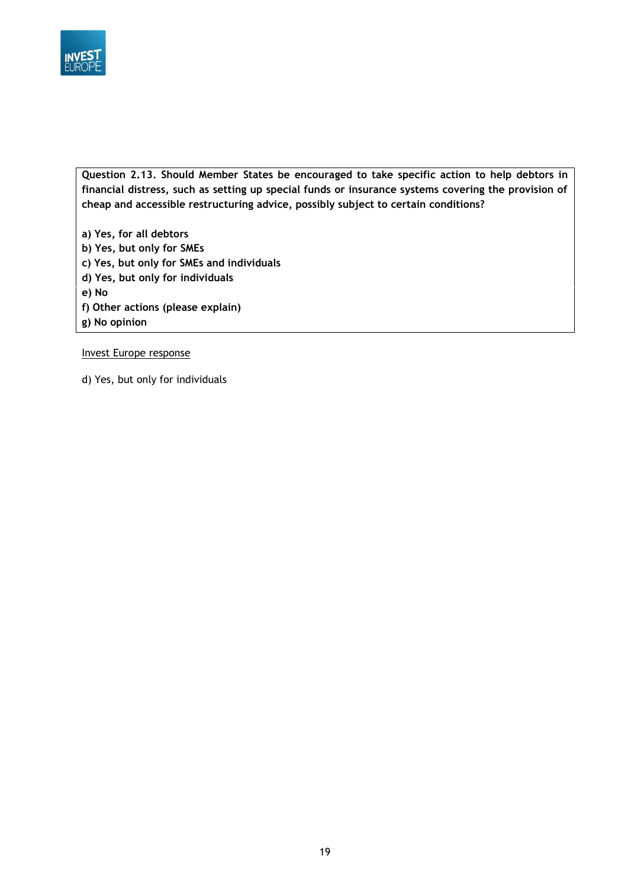**Question 2.13. Should Member States be encouraged to take specific action to help debtors in financial distress, such as setting up special funds or insurance systems covering the provision of cheap and accessible restructuring advice, possibly subject to certain conditions?**

**a) Yes, for all debtors**
**b) Yes, but only for SMEs**
**c) Yes, but only for SMEs and individuals**
**d) Yes, but only for individuals**
**e) No**
**f) Other actions (please explain)**
**g) No opinion**

<u>Invest Europe response</u>

d) Yes, but only for individuals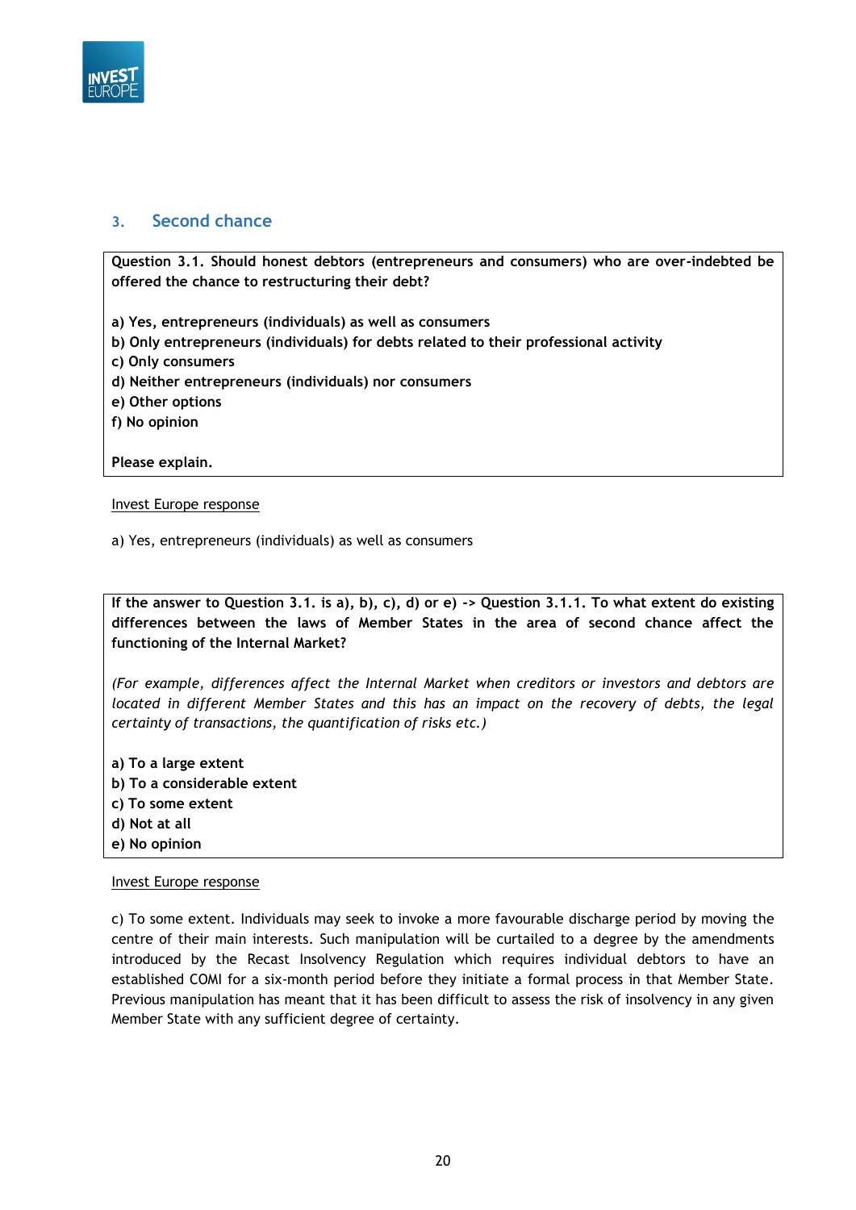## 3. Second chance

**Question 3.1. Should honest debtors (entrepreneurs and consumers) who are over-indebted be offered the chance to restructuring their debt?**

**a) Yes, entrepreneurs (individuals) as well as consumers**
**b) Only entrepreneurs (individuals) for debts related to their professional activity**
**c) Only consumers**
**d) Neither entrepreneurs (individuals) nor consumers**
**e) Other options**
**f) No opinion**

**Please explain.**

Invest Europe response

a) Yes, entrepreneurs (individuals) as well as consumers

**If the answer to Question 3.1. is a), b), c), d) or e) -> Question 3.1.1. To what extent do existing differences between the laws of Member States in the area of second chance affect the functioning of the Internal Market?**

*(For example, differences affect the Internal Market when creditors or investors and debtors are located in different Member States and this has an impact on the recovery of debts, the legal certainty of transactions, the quantification of risks etc.)*

**a) To a large extent**
**b) To a considerable extent**
**c) To some extent**
**d) Not at all**
**e) No opinion**

Invest Europe response

c) To some extent. Individuals may seek to invoke a more favourable discharge period by moving the centre of their main interests. Such manipulation will be curtailed to a degree by the amendments introduced by the Recast Insolvency Regulation which requires individual debtors to have an established COMI for a six-month period before they initiate a formal process in that Member State. Previous manipulation has meant that it has been difficult to assess the risk of insolvency in any given Member State with any sufficient degree of certainty.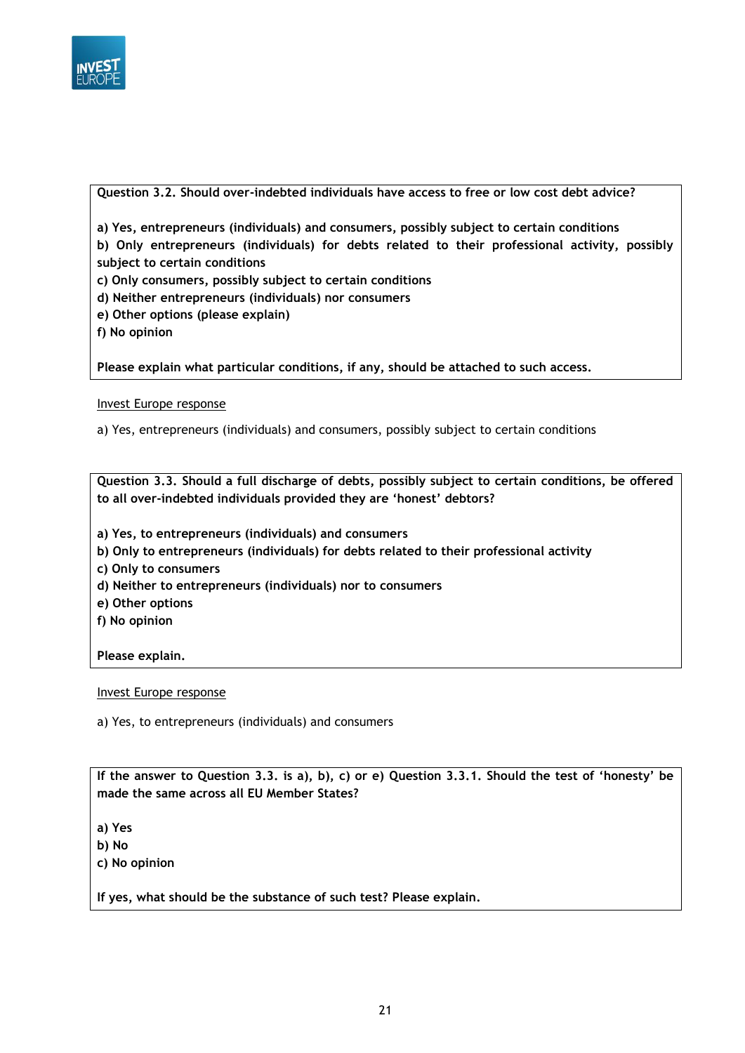**Question 3.2. Should over-indebted individuals have access to free or low cost debt advice?**

**a) Yes, entrepreneurs (individuals) and consumers, possibly subject to certain conditions**
**b) Only entrepreneurs (individuals) for debts related to their professional activity, possibly subject to certain conditions**
**c) Only consumers, possibly subject to certain conditions**
**d) Neither entrepreneurs (individuals) nor consumers**
**e) Other options (please explain)**
**f) No opinion**

**Please explain what particular conditions, if any, should be attached to such access.**

<u>Invest Europe response</u>

a) Yes, entrepreneurs (individuals) and consumers, possibly subject to certain conditions

**Question 3.3. Should a full discharge of debts, possibly subject to certain conditions, be offered to all over-indebted individuals provided they are 'honest' debtors?**

**a) Yes, to entrepreneurs (individuals) and consumers**
**b) Only to entrepreneurs (individuals) for debts related to their professional activity**
**c) Only to consumers**
**d) Neither to entrepreneurs (individuals) nor to consumers**
**e) Other options**
**f) No opinion**

**Please explain.**

<u>Invest Europe response</u>

a) Yes, to entrepreneurs (individuals) and consumers

**If the answer to Question 3.3. is a), b), c) or e) Question 3.3.1. Should the test of 'honesty' be made the same across all EU Member States?**

**a) Yes**
**b) No**
**c) No opinion**

**If yes, what should be the substance of such test? Please explain.**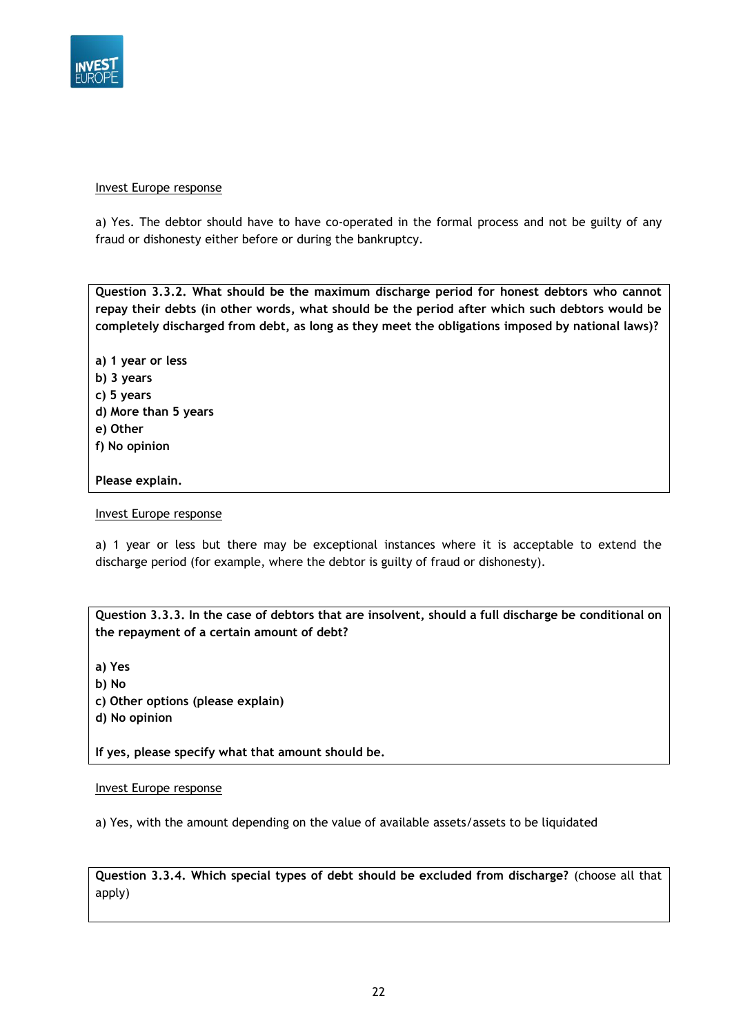Invest Europe response

a) Yes. The debtor should have to have co-operated in the formal process and not be guilty of any fraud or dishonesty either before or during the bankruptcy.

**Question 3.3.2. What should be the maximum discharge period for honest debtors who cannot repay their debts (in other words, what should be the period after which such debtors would be completely discharged from debt, as long as they meet the obligations imposed by national laws)?**

**a) 1 year or less**
**b) 3 years**
**c) 5 years**
**d) More than 5 years**
**e) Other**
**f) No opinion**

**Please explain.**

Invest Europe response

a) 1 year or less but there may be exceptional instances where it is acceptable to extend the discharge period (for example, where the debtor is guilty of fraud or dishonesty).

**Question 3.3.3. In the case of debtors that are insolvent, should a full discharge be conditional on the repayment of a certain amount of debt?**

**a) Yes**
**b) No**
**c) Other options (please explain)**
**d) No opinion**

**If yes, please specify what that amount should be.**

Invest Europe response

a) Yes, with the amount depending on the value of available assets/assets to be liquidated

**Question 3.3.4. Which special types of debt should be excluded from discharge?** (choose all that apply)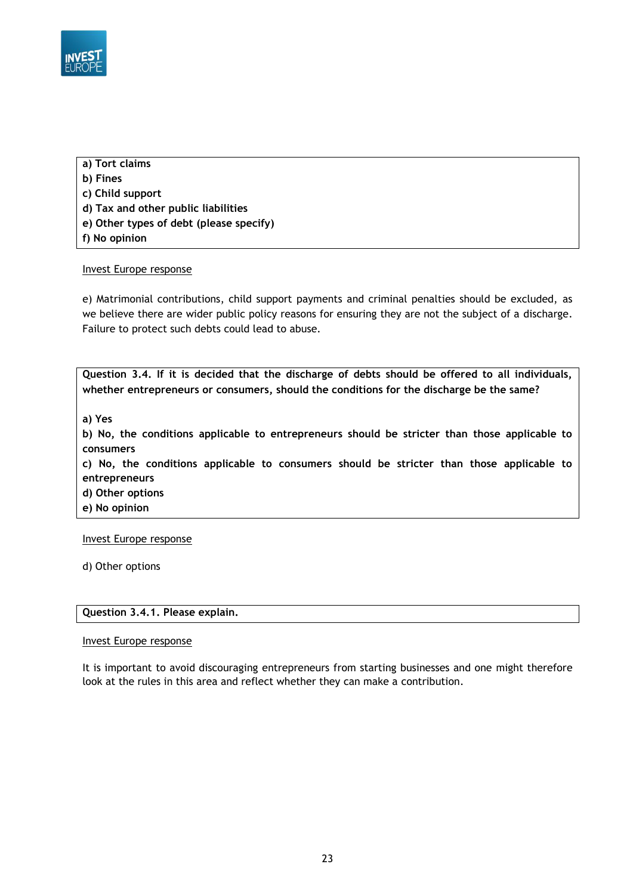**a) Tort claims**
**b) Fines**
**c) Child support**
**d) Tax and other public liabilities**
**e) Other types of debt (please specify)**
**f) No opinion**

Invest Europe response

e) Matrimonial contributions, child support payments and criminal penalties should be excluded, as we believe there are wider public policy reasons for ensuring they are not the subject of a discharge. Failure to protect such debts could lead to abuse.

**Question 3.4. If it is decided that the discharge of debts should be offered to all individuals, whether entrepreneurs or consumers, should the conditions for the discharge be the same?**

**a) Yes**
**b) No, the conditions applicable to entrepreneurs should be stricter than those applicable to consumers**
**c) No, the conditions applicable to consumers should be stricter than those applicable to entrepreneurs**
**d) Other options**
**e) No opinion**

Invest Europe response

d) Other options

**Question 3.4.1. Please explain.**

Invest Europe response

It is important to avoid discouraging entrepreneurs from starting businesses and one might therefore look at the rules in this area and reflect whether they can make a contribution.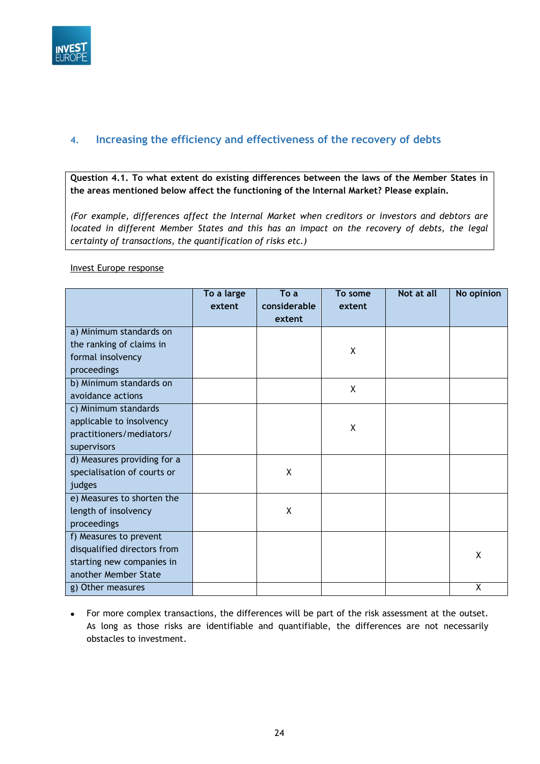## 4. Increasing the efficiency and effectiveness of the recovery of debts

**Question 4.1. To what extent do existing differences between the laws of the Member States in the areas mentioned below affect the functioning of the Internal Market? Please explain.**

*(For example, differences affect the Internal Market when creditors or investors and debtors are located in different Member States and this has an impact on the recovery of debts, the legal certainty of transactions, the quantification of risks etc.)*

Invest Europe response

| | To a large extent | To a considerable extent | To some extent | Not at all | No opinion |
|---|---|---|---|---|---|
| a) Minimum standards on the ranking of claims in formal insolvency proceedings | | | X | | |
| b) Minimum standards on avoidance actions | | | X | | |
| c) Minimum standards applicable to insolvency practitioners/mediators/ supervisors | | | X | | |
| d) Measures providing for a specialisation of courts or judges | | X | | | |
| e) Measures to shorten the length of insolvency proceedings | | X | | | |
| f) Measures to prevent disqualified directors from starting new companies in another Member State | | | | | X |
| g) Other measures | | | | | X |

- For more complex transactions, the differences will be part of the risk assessment at the outset. As long as those risks are identifiable and quantifiable, the differences are not necessarily obstacles to investment.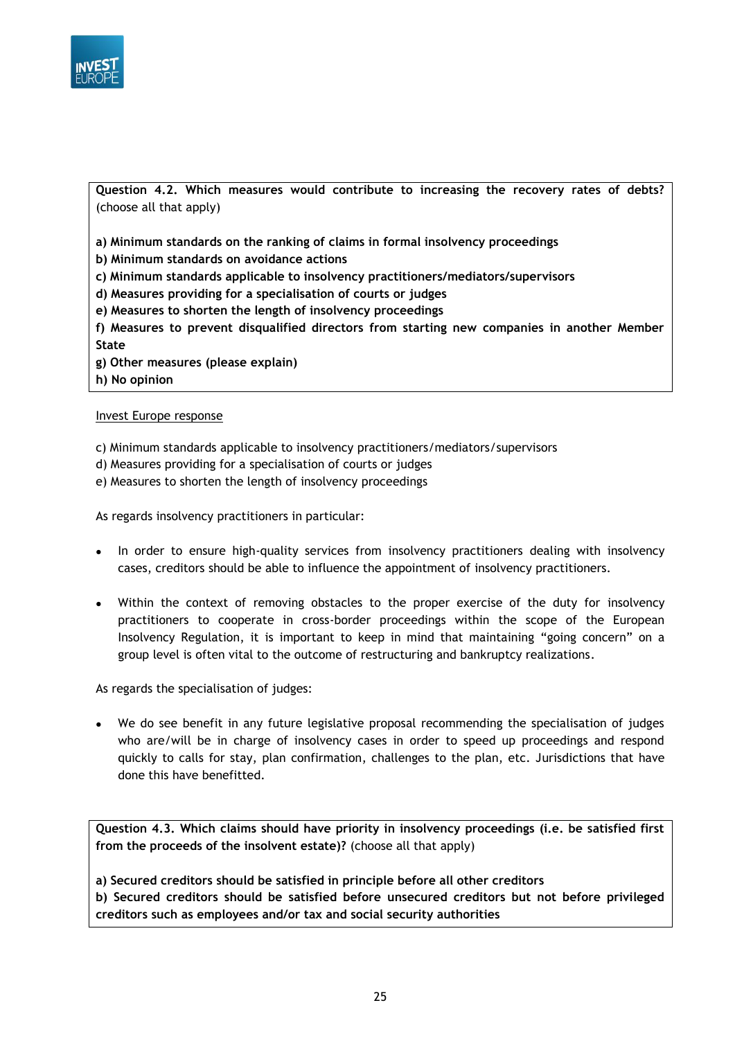**Question 4.2. Which measures would contribute to increasing the recovery rates of debts?** (choose all that apply)

**a) Minimum standards on the ranking of claims in formal insolvency proceedings**
**b) Minimum standards on avoidance actions**
**c) Minimum standards applicable to insolvency practitioners/mediators/supervisors**
**d) Measures providing for a specialisation of courts or judges**
**e) Measures to shorten the length of insolvency proceedings**
**f) Measures to prevent disqualified directors from starting new companies in another Member State**
**g) Other measures (please explain)**
**h) No opinion**

<u>Invest Europe response</u>

c) Minimum standards applicable to insolvency practitioners/mediators/supervisors
d) Measures providing for a specialisation of courts or judges
e) Measures to shorten the length of insolvency proceedings

As regards insolvency practitioners in particular:

- In order to ensure high-quality services from insolvency practitioners dealing with insolvency cases, creditors should be able to influence the appointment of insolvency practitioners.

- Within the context of removing obstacles to the proper exercise of the duty for insolvency practitioners to cooperate in cross-border proceedings within the scope of the European Insolvency Regulation, it is important to keep in mind that maintaining "going concern" on a group level is often vital to the outcome of restructuring and bankruptcy realizations.

As regards the specialisation of judges:

- We do see benefit in any future legislative proposal recommending the specialisation of judges who are/will be in charge of insolvency cases in order to speed up proceedings and respond quickly to calls for stay, plan confirmation, challenges to the plan, etc. Jurisdictions that have done this have benefitted.

**Question 4.3. Which claims should have priority in insolvency proceedings (i.e. be satisfied first from the proceeds of the insolvent estate)?** (choose all that apply)

**a) Secured creditors should be satisfied in principle before all other creditors**
**b) Secured creditors should be satisfied before unsecured creditors but not before privileged creditors such as employees and/or tax and social security authorities**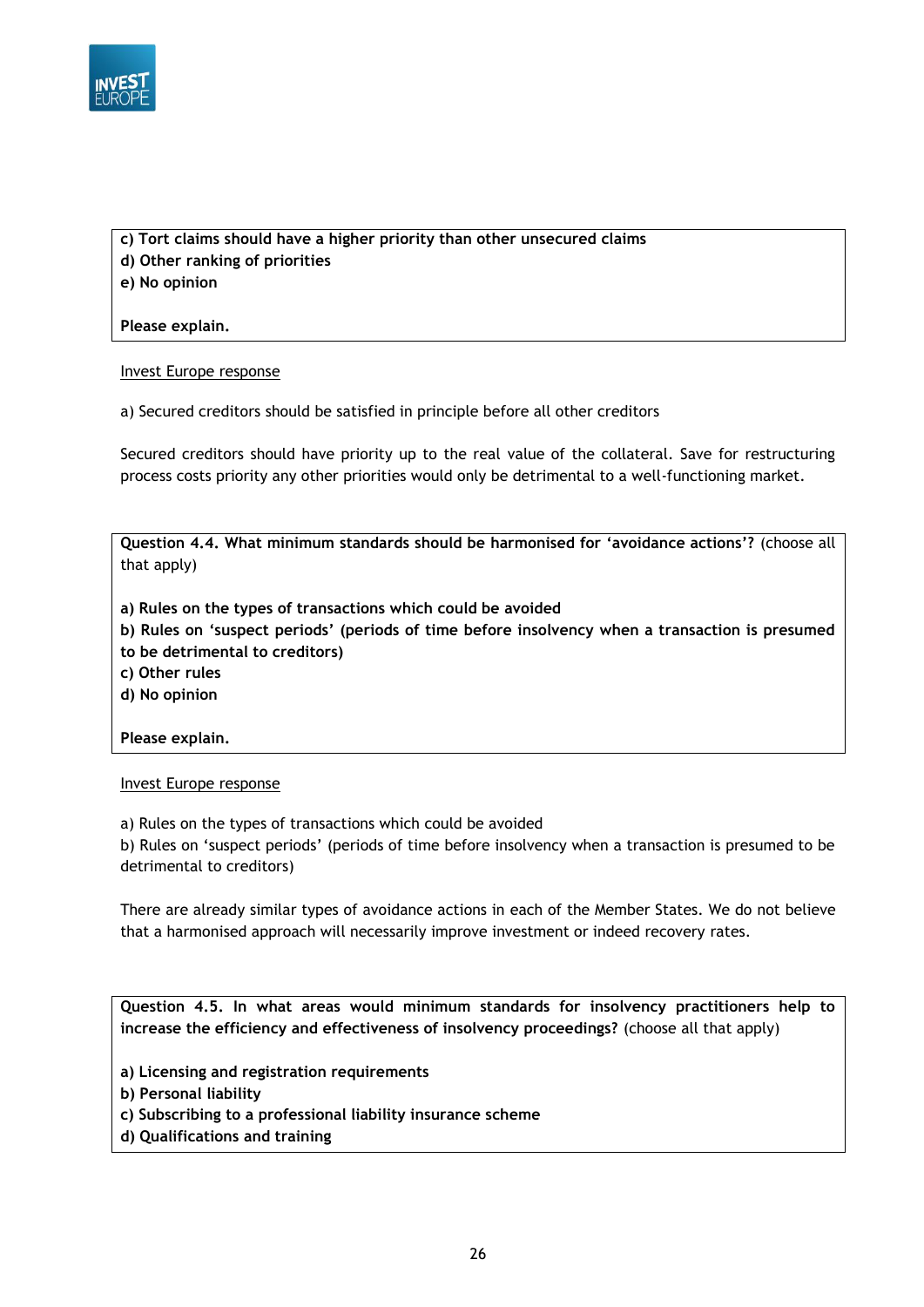**c) Tort claims should have a higher priority than other unsecured claims**
**d) Other ranking of priorities**
**e) No opinion**

**Please explain.**

Invest Europe response

a) Secured creditors should be satisfied in principle before all other creditors

Secured creditors should have priority up to the real value of the collateral. Save for restructuring process costs priority any other priorities would only be detrimental to a well-functioning market.

**Question 4.4. What minimum standards should be harmonised for 'avoidance actions'?** (choose all that apply)

**a) Rules on the types of transactions which could be avoided**
**b) Rules on 'suspect periods' (periods of time before insolvency when a transaction is presumed to be detrimental to creditors)**
**c) Other rules**
**d) No opinion**

**Please explain.**

Invest Europe response

a) Rules on the types of transactions which could be avoided
b) Rules on 'suspect periods' (periods of time before insolvency when a transaction is presumed to be detrimental to creditors)

There are already similar types of avoidance actions in each of the Member States. We do not believe that a harmonised approach will necessarily improve investment or indeed recovery rates.

**Question 4.5. In what areas would minimum standards for insolvency practitioners help to increase the efficiency and effectiveness of insolvency proceedings?** (choose all that apply)

**a) Licensing and registration requirements**
**b) Personal liability**
**c) Subscribing to a professional liability insurance scheme**
**d) Qualifications and training**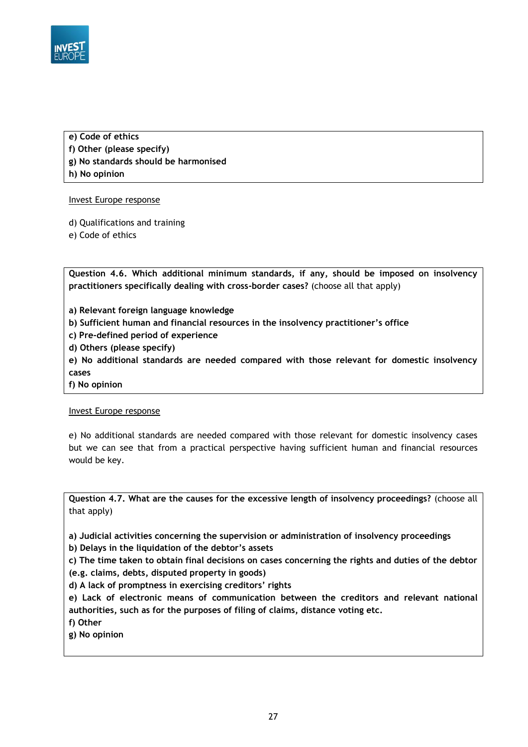**e) Code of ethics**
**f) Other (please specify)**
**g) No standards should be harmonised**
**h) No opinion**

Invest Europe response

d) Qualifications and training
e) Code of ethics

**Question 4.6. Which additional minimum standards, if any, should be imposed on insolvency practitioners specifically dealing with cross-border cases?** (choose all that apply)

**a) Relevant foreign language knowledge**
**b) Sufficient human and financial resources in the insolvency practitioner's office**
**c) Pre-defined period of experience**
**d) Others (please specify)**
**e) No additional standards are needed compared with those relevant for domestic insolvency cases**
**f) No opinion**

Invest Europe response

e) No additional standards are needed compared with those relevant for domestic insolvency cases but we can see that from a practical perspective having sufficient human and financial resources would be key.

**Question 4.7. What are the causes for the excessive length of insolvency proceedings?** (choose all that apply)

**a) Judicial activities concerning the supervision or administration of insolvency proceedings**
**b) Delays in the liquidation of the debtor's assets**
**c) The time taken to obtain final decisions on cases concerning the rights and duties of the debtor (e.g. claims, debts, disputed property in goods)**
**d) A lack of promptness in exercising creditors' rights**
**e) Lack of electronic means of communication between the creditors and relevant national authorities, such as for the purposes of filing of claims, distance voting etc.**
**f) Other**
**g) No opinion**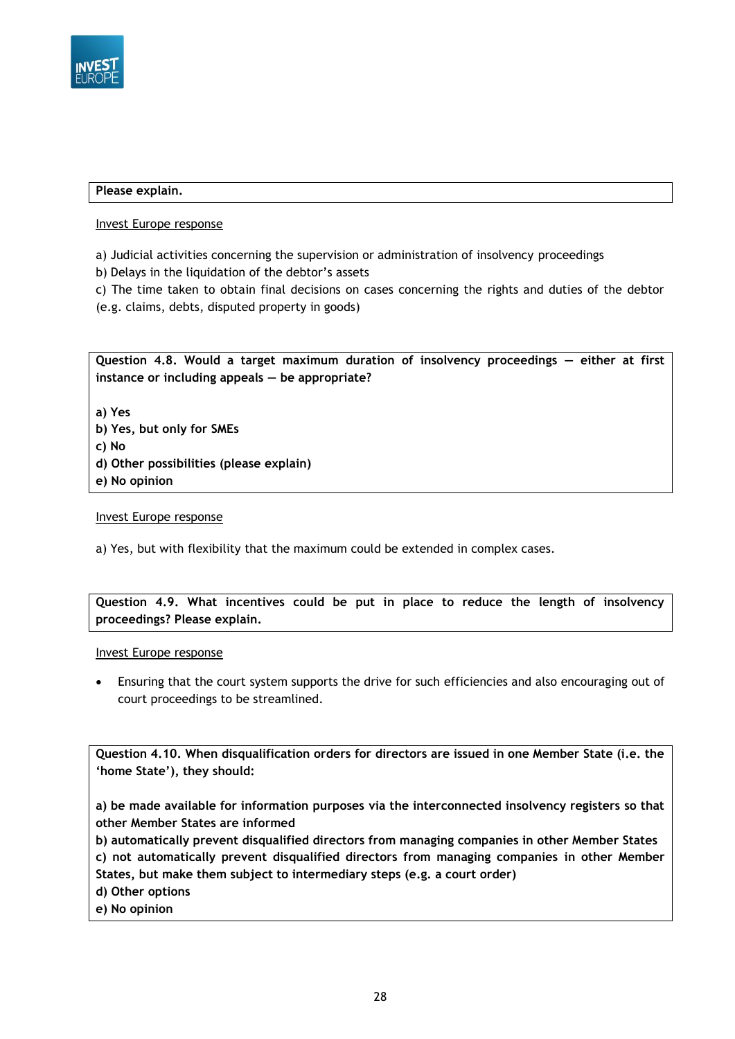**Please explain.**

Invest Europe response

a) Judicial activities concerning the supervision or administration of insolvency proceedings
b) Delays in the liquidation of the debtor's assets
c) The time taken to obtain final decisions on cases concerning the rights and duties of the debtor (e.g. claims, debts, disputed property in goods)

**Question 4.8. Would a target maximum duration of insolvency proceedings — either at first instance or including appeals — be appropriate?**

**a) Yes**
**b) Yes, but only for SMEs**
**c) No**
**d) Other possibilities (please explain)**
**e) No opinion**

Invest Europe response

a) Yes, but with flexibility that the maximum could be extended in complex cases.

**Question 4.9. What incentives could be put in place to reduce the length of insolvency proceedings? Please explain.**

Invest Europe response

- Ensuring that the court system supports the drive for such efficiencies and also encouraging out of court proceedings to be streamlined.

**Question 4.10. When disqualification orders for directors are issued in one Member State (i.e. the 'home State'), they should:**

**a) be made available for information purposes via the interconnected insolvency registers so that other Member States are informed**
**b) automatically prevent disqualified directors from managing companies in other Member States**
**c) not automatically prevent disqualified directors from managing companies in other Member States, but make them subject to intermediary steps (e.g. a court order)**
**d) Other options**
**e) No opinion**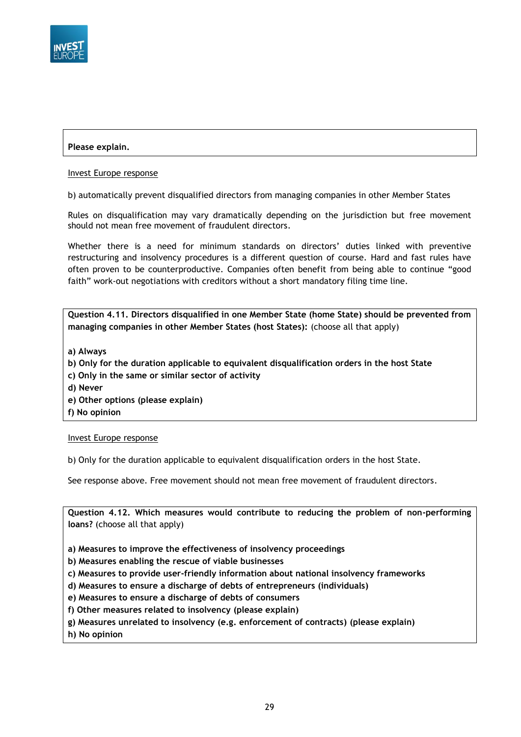**Please explain.**

<u>Invest Europe response</u>

b) automatically prevent disqualified directors from managing companies in other Member States

Rules on disqualification may vary dramatically depending on the jurisdiction but free movement should not mean free movement of fraudulent directors.

Whether there is a need for minimum standards on directors' duties linked with preventive restructuring and insolvency procedures is a different question of course. Hard and fast rules have often proven to be counterproductive. Companies often benefit from being able to continue "good faith" work-out negotiations with creditors without a short mandatory filing time line.

**Question 4.11. Directors disqualified in one Member State (home State) should be prevented from managing companies in other Member States (host States):** (choose all that apply)

**a) Always**
**b) Only for the duration applicable to equivalent disqualification orders in the host State**
**c) Only in the same or similar sector of activity**
**d) Never**
**e) Other options (please explain)**
**f) No opinion**

<u>Invest Europe response</u>

b) Only for the duration applicable to equivalent disqualification orders in the host State.

See response above. Free movement should not mean free movement of fraudulent directors.

**Question 4.12. Which measures would contribute to reducing the problem of non-performing loans?** (choose all that apply)

**a) Measures to improve the effectiveness of insolvency proceedings**
**b) Measures enabling the rescue of viable businesses**
**c) Measures to provide user-friendly information about national insolvency frameworks**
**d) Measures to ensure a discharge of debts of entrepreneurs (individuals)**
**e) Measures to ensure a discharge of debts of consumers**
**f) Other measures related to insolvency (please explain)**
**g) Measures unrelated to insolvency (e.g. enforcement of contracts) (please explain)**
**h) No opinion**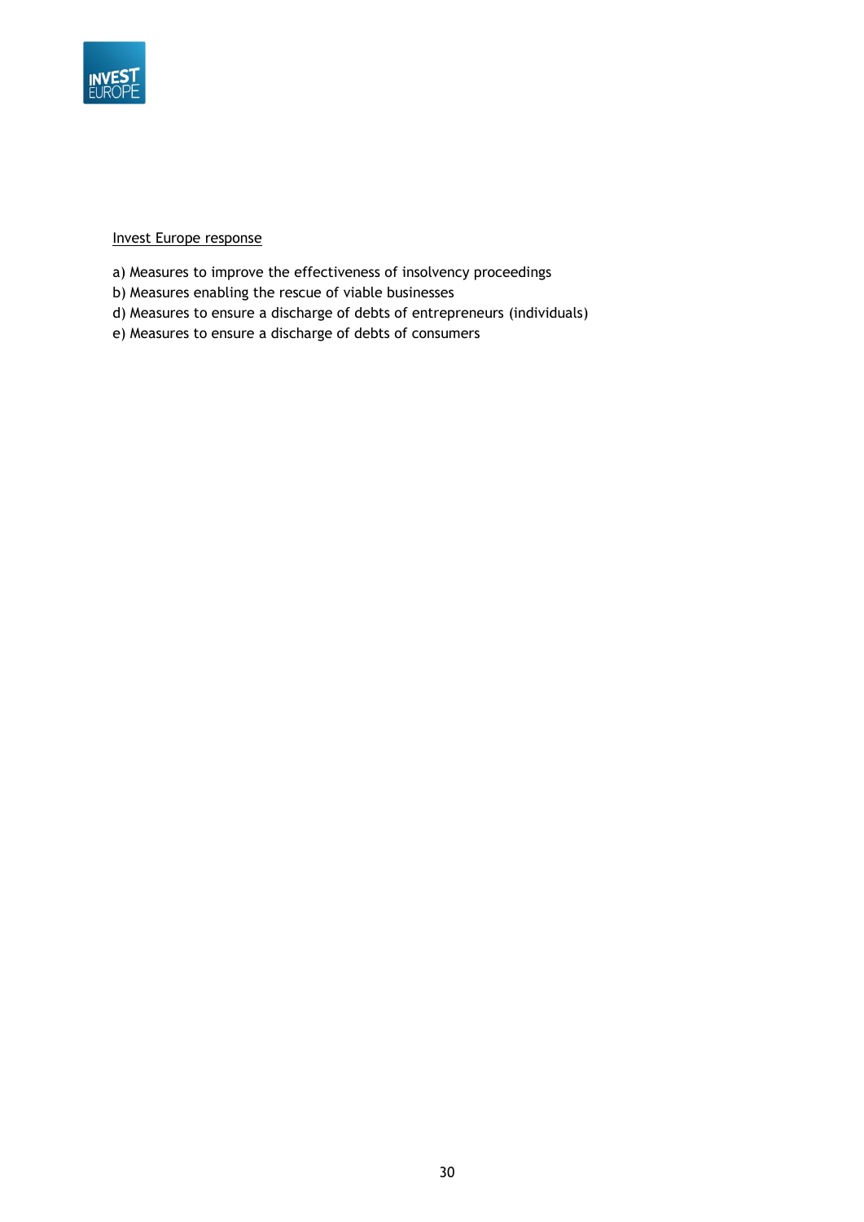<u>Invest Europe response</u>

a) Measures to improve the effectiveness of insolvency proceedings
b) Measures enabling the rescue of viable businesses
d) Measures to ensure a discharge of debts of entrepreneurs (individuals)
e) Measures to ensure a discharge of debts of consumers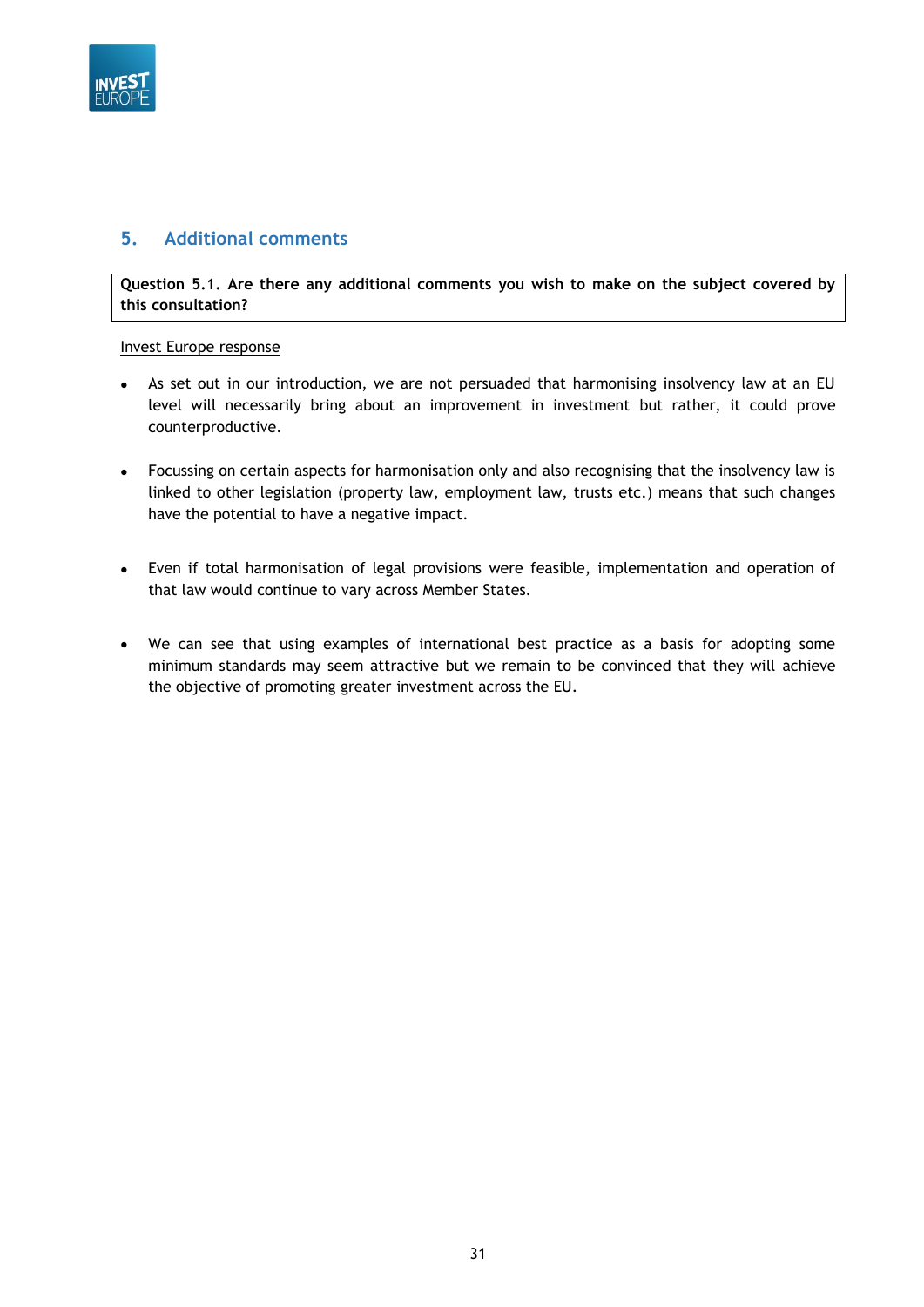## 5. Additional comments

**Question 5.1. Are there any additional comments you wish to make on the subject covered by this consultation?**

Invest Europe response

- As set out in our introduction, we are not persuaded that harmonising insolvency law at an EU level will necessarily bring about an improvement in investment but rather, it could prove counterproductive.

- Focussing on certain aspects for harmonisation only and also recognising that the insolvency law is linked to other legislation (property law, employment law, trusts etc.) means that such changes have the potential to have a negative impact.

- Even if total harmonisation of legal provisions were feasible, implementation and operation of that law would continue to vary across Member States.

- We can see that using examples of international best practice as a basis for adopting some minimum standards may seem attractive but we remain to be convinced that they will achieve the objective of promoting greater investment across the EU.